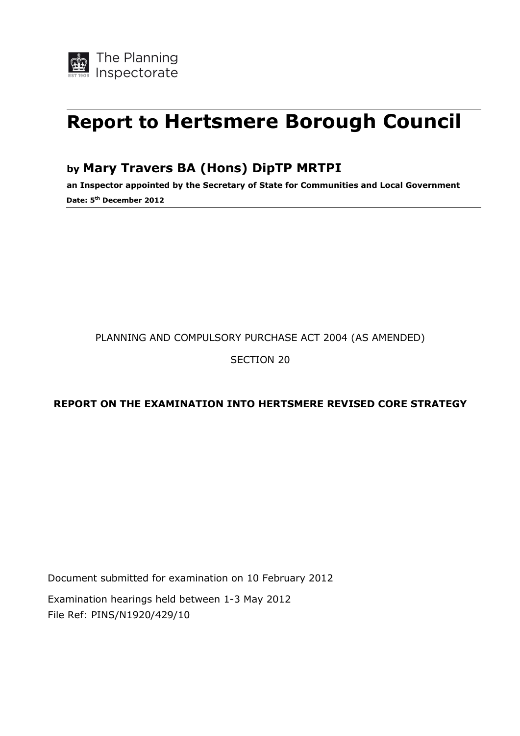The Planning Inspectorate

# Report to Hertsmere Borough Council

## by Mary Travers BA (Hons) DipTP MRTPI

**an Inspector appointed by the Secretary of State for Communities and Local Government**

**Date: 5th December 2012**

PLANNING AND COMPULSORY PURCHASE ACT 2004 (AS AMENDED)

SECTION 20

**REPORT ON THE EXAMINATION INTO HERTSMERE REVISED CORE STRATEGY**

Document submitted for examination on 10 February 2012

Examination hearings held between 1-3 May 2012

File Ref: PINS/N1920/429/10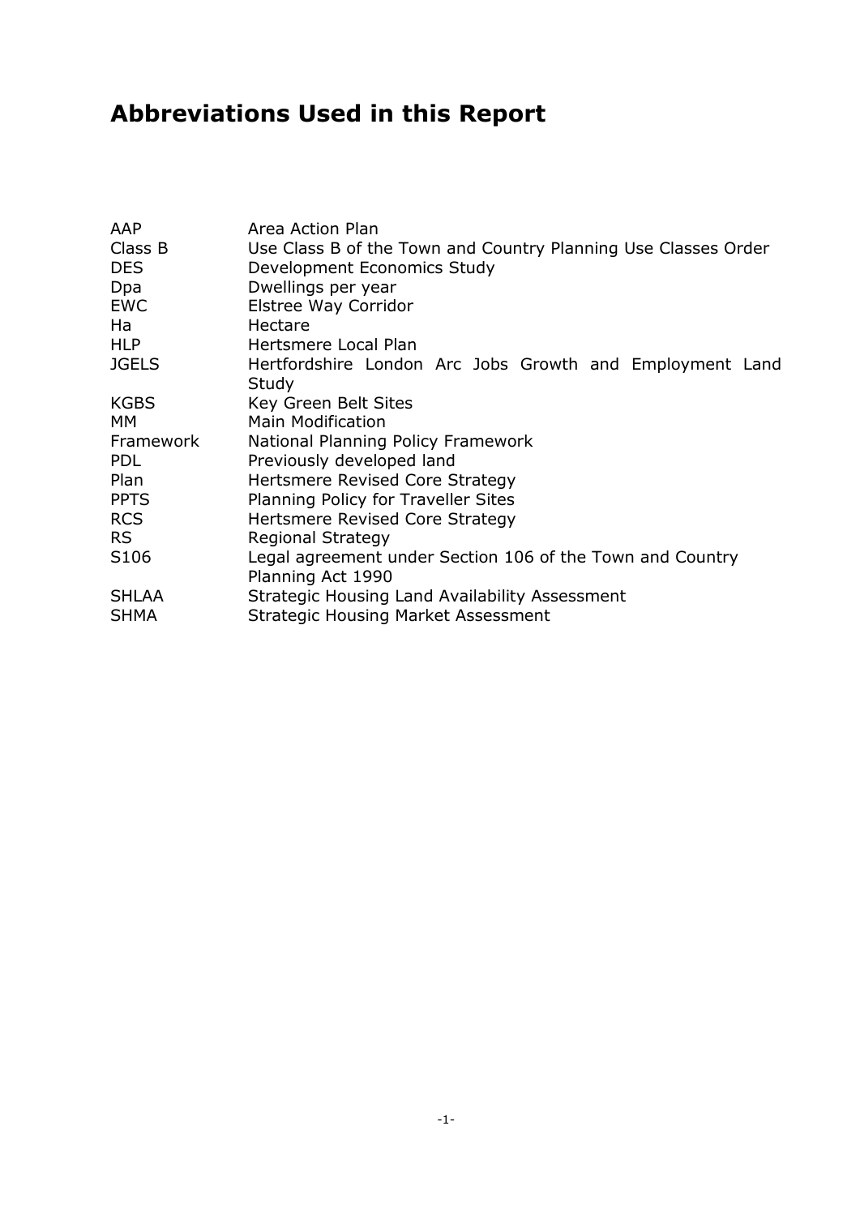# Abbreviations Used in this Report

| | |
|---|---|
| AAP | Area Action Plan |
| Class B | Use Class B of the Town and Country Planning Use Classes Order |
| DES | Development Economics Study |
| Dpa | Dwellings per year |
| EWC | Elstree Way Corridor |
| Ha | Hectare |
| HLP | Hertsmere Local Plan |
| JGELS | Hertfordshire London Arc Jobs Growth and Employment Land Study |
| KGBS | Key Green Belt Sites |
| MM | Main Modification |
| Framework | National Planning Policy Framework |
| PDL | Previously developed land |
| Plan | Hertsmere Revised Core Strategy |
| PPTS | Planning Policy for Traveller Sites |
| RCS | Hertsmere Revised Core Strategy |
| RS | Regional Strategy |
| S106 | Legal agreement under Section 106 of the Town and Country Planning Act 1990 |
| SHLAA | Strategic Housing Land Availability Assessment |
| SHMA | Strategic Housing Market Assessment |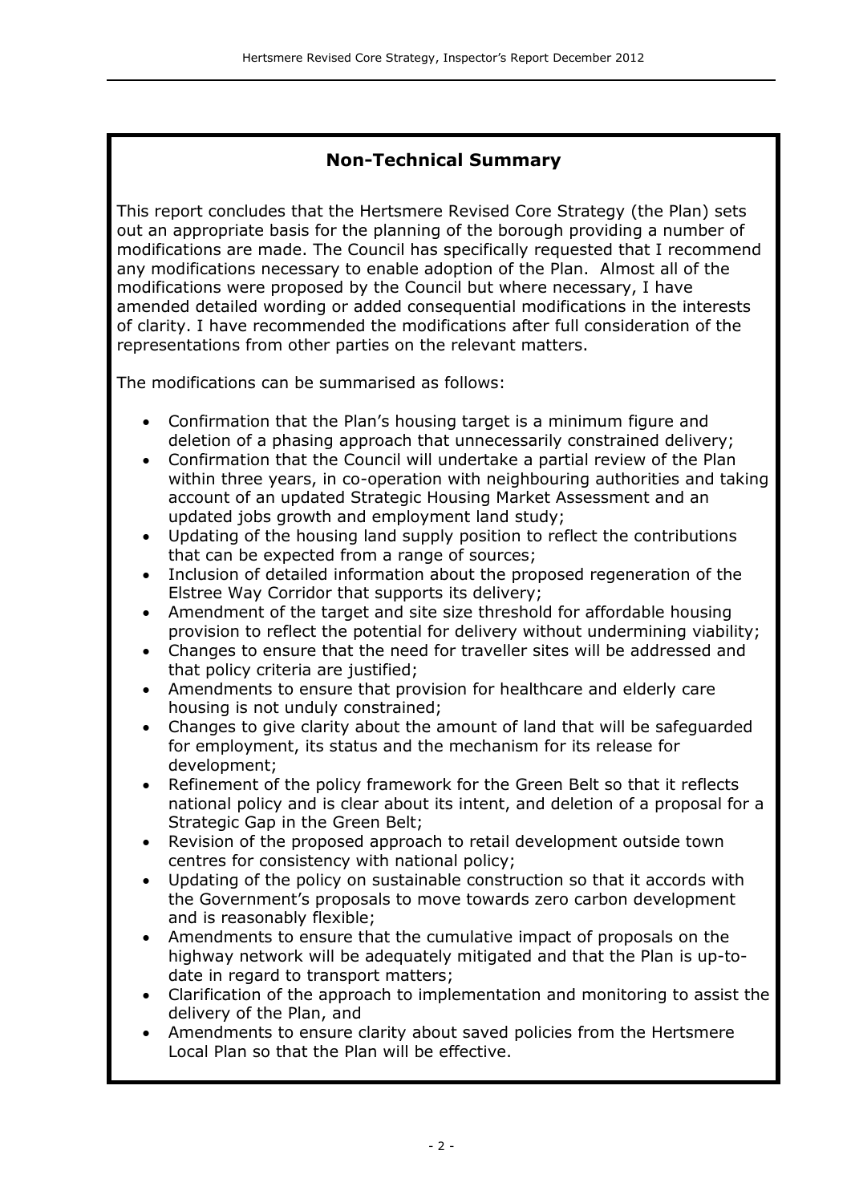## Non-Technical Summary

This report concludes that the Hertsmere Revised Core Strategy (the Plan) sets out an appropriate basis for the planning of the borough providing a number of modifications are made. The Council has specifically requested that I recommend any modifications necessary to enable adoption of the Plan. Almost all of the modifications were proposed by the Council but where necessary, I have amended detailed wording or added consequential modifications in the interests of clarity. I have recommended the modifications after full consideration of the representations from other parties on the relevant matters.

The modifications can be summarised as follows:

- Confirmation that the Plan's housing target is a minimum figure and deletion of a phasing approach that unnecessarily constrained delivery;
- Confirmation that the Council will undertake a partial review of the Plan within three years, in co-operation with neighbouring authorities and taking account of an updated Strategic Housing Market Assessment and an updated jobs growth and employment land study;
- Updating of the housing land supply position to reflect the contributions that can be expected from a range of sources;
- Inclusion of detailed information about the proposed regeneration of the Elstree Way Corridor that supports its delivery;
- Amendment of the target and site size threshold for affordable housing provision to reflect the potential for delivery without undermining viability;
- Changes to ensure that the need for traveller sites will be addressed and that policy criteria are justified;
- Amendments to ensure that provision for healthcare and elderly care housing is not unduly constrained;
- Changes to give clarity about the amount of land that will be safeguarded for employment, its status and the mechanism for its release for development;
- Refinement of the policy framework for the Green Belt so that it reflects national policy and is clear about its intent, and deletion of a proposal for a Strategic Gap in the Green Belt;
- Revision of the proposed approach to retail development outside town centres for consistency with national policy;
- Updating of the policy on sustainable construction so that it accords with the Government's proposals to move towards zero carbon development and is reasonably flexible;
- Amendments to ensure that the cumulative impact of proposals on the highway network will be adequately mitigated and that the Plan is up-to-date in regard to transport matters;
- Clarification of the approach to implementation and monitoring to assist the delivery of the Plan, and
- Amendments to ensure clarity about saved policies from the Hertsmere Local Plan so that the Plan will be effective.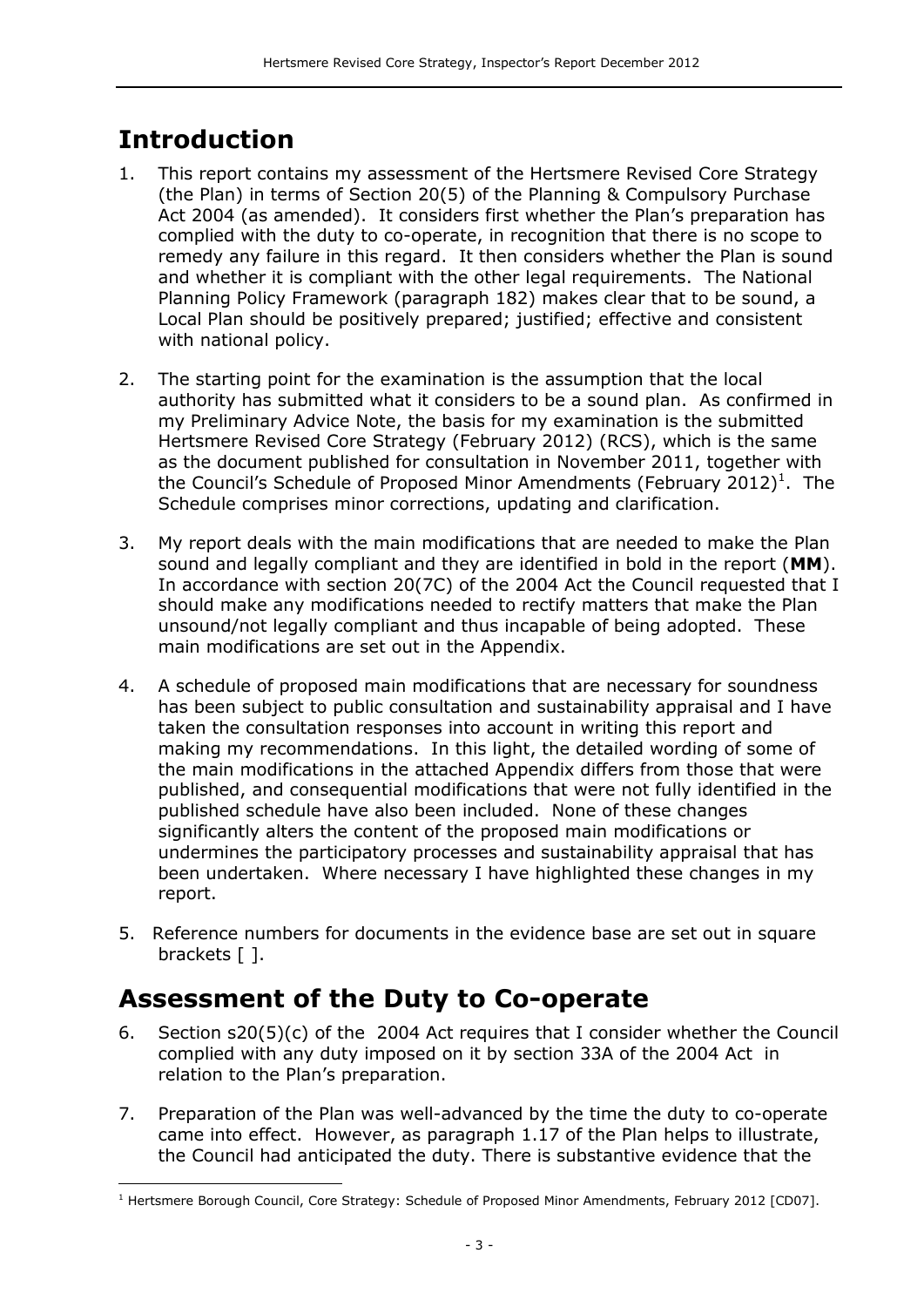# Introduction

1. This report contains my assessment of the Hertsmere Revised Core Strategy (the Plan) in terms of Section 20(5) of the Planning & Compulsory Purchase Act 2004 (as amended). It considers first whether the Plan's preparation has complied with the duty to co-operate, in recognition that there is no scope to remedy any failure in this regard. It then considers whether the Plan is sound and whether it is compliant with the other legal requirements. The National Planning Policy Framework (paragraph 182) makes clear that to be sound, a Local Plan should be positively prepared; justified; effective and consistent with national policy.

2. The starting point for the examination is the assumption that the local authority has submitted what it considers to be a sound plan. As confirmed in my Preliminary Advice Note, the basis for my examination is the submitted Hertsmere Revised Core Strategy (February 2012) (RCS), which is the same as the document published for consultation in November 2011, together with the Council's Schedule of Proposed Minor Amendments (February 2012)[1]. The Schedule comprises minor corrections, updating and clarification.

3. My report deals with the main modifications that are needed to make the Plan sound and legally compliant and they are identified in bold in the report (**MM**). In accordance with section 20(7C) of the 2004 Act the Council requested that I should make any modifications needed to rectify matters that make the Plan unsound/not legally compliant and thus incapable of being adopted. These main modifications are set out in the Appendix.

4. A schedule of proposed main modifications that are necessary for soundness has been subject to public consultation and sustainability appraisal and I have taken the consultation responses into account in writing this report and making my recommendations. In this light, the detailed wording of some of the main modifications in the attached Appendix differs from those that were published, and consequential modifications that were not fully identified in the published schedule have also been included. None of these changes significantly alters the content of the proposed main modifications or undermines the participatory processes and sustainability appraisal that has been undertaken. Where necessary I have highlighted these changes in my report.

5. Reference numbers for documents in the evidence base are set out in square brackets [ ].

# Assessment of the Duty to Co-operate

6. Section s20(5)(c) of the 2004 Act requires that I consider whether the Council complied with any duty imposed on it by section 33A of the 2004 Act in relation to the Plan's preparation.

7. Preparation of the Plan was well-advanced by the time the duty to co-operate came into effect. However, as paragraph 1.17 of the Plan helps to illustrate, the Council had anticipated the duty. There is substantive evidence that the

[1] Hertsmere Borough Council, Core Strategy: Schedule of Proposed Minor Amendments, February 2012 [CD07].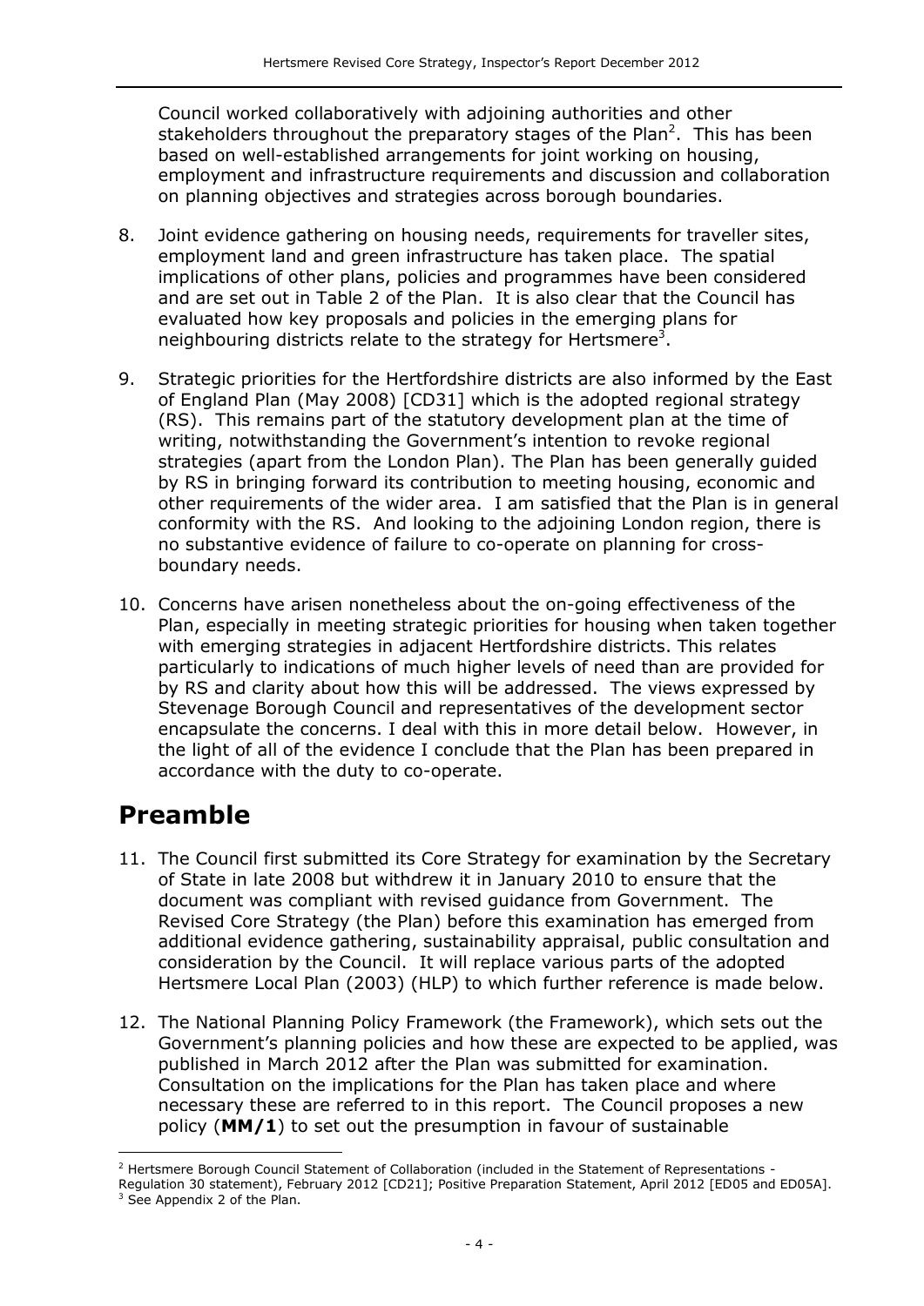Council worked collaboratively with adjoining authorities and other stakeholders throughout the preparatory stages of the Plan[2]. This has been based on well-established arrangements for joint working on housing, employment and infrastructure requirements and discussion and collaboration on planning objectives and strategies across borough boundaries.

8. Joint evidence gathering on housing needs, requirements for traveller sites, employment land and green infrastructure has taken place. The spatial implications of other plans, policies and programmes have been considered and are set out in Table 2 of the Plan. It is also clear that the Council has evaluated how key proposals and policies in the emerging plans for neighbouring districts relate to the strategy for Hertsmere[3].

9. Strategic priorities for the Hertfordshire districts are also informed by the East of England Plan (May 2008) [CD31] which is the adopted regional strategy (RS). This remains part of the statutory development plan at the time of writing, notwithstanding the Government's intention to revoke regional strategies (apart from the London Plan). The Plan has been generally guided by RS in bringing forward its contribution to meeting housing, economic and other requirements of the wider area. I am satisfied that the Plan is in general conformity with the RS. And looking to the adjoining London region, there is no substantive evidence of failure to co-operate on planning for cross-boundary needs.

10. Concerns have arisen nonetheless about the on-going effectiveness of the Plan, especially in meeting strategic priorities for housing when taken together with emerging strategies in adjacent Hertfordshire districts. This relates particularly to indications of much higher levels of need than are provided for by RS and clarity about how this will be addressed. The views expressed by Stevenage Borough Council and representatives of the development sector encapsulate the concerns. I deal with this in more detail below. However, in the light of all of the evidence I conclude that the Plan has been prepared in accordance with the duty to co-operate.

# Preamble

11. The Council first submitted its Core Strategy for examination by the Secretary of State in late 2008 but withdrew it in January 2010 to ensure that the document was compliant with revised guidance from Government. The Revised Core Strategy (the Plan) before this examination has emerged from additional evidence gathering, sustainability appraisal, public consultation and consideration by the Council. It will replace various parts of the adopted Hertsmere Local Plan (2003) (HLP) to which further reference is made below.

12. The National Planning Policy Framework (the Framework), which sets out the Government's planning policies and how these are expected to be applied, was published in March 2012 after the Plan was submitted for examination. Consultation on the implications for the Plan has taken place and where necessary these are referred to in this report. The Council proposes a new policy (**MM/1**) to set out the presumption in favour of sustainable

---

[2] Hertsmere Borough Council Statement of Collaboration (included in the Statement of Representations - Regulation 30 statement), February 2012 [CD21]; Positive Preparation Statement, April 2012 [ED05 and ED05A].

[3] See Appendix 2 of the Plan.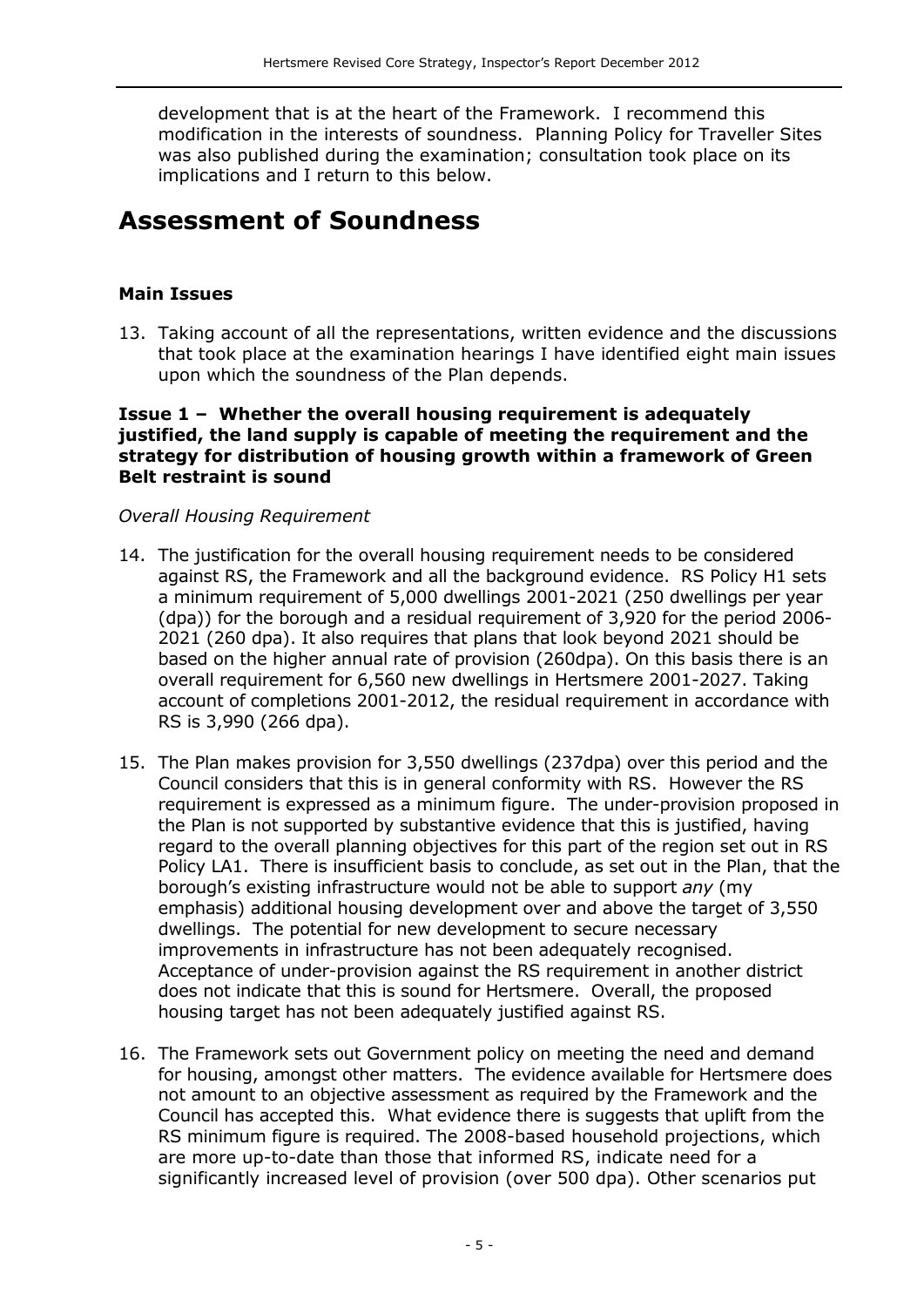development that is at the heart of the Framework. I recommend this modification in the interests of soundness. Planning Policy for Traveller Sites was also published during the examination; consultation took place on its implications and I return to this below.

# Assessment of Soundness

### Main Issues

13. Taking account of all the representations, written evidence and the discussions that took place at the examination hearings I have identified eight main issues upon which the soundness of the Plan depends.

#### Issue 1 – Whether the overall housing requirement is adequately justified, the land supply is capable of meeting the requirement and the strategy for distribution of housing growth within a framework of Green Belt restraint is sound

*Overall Housing Requirement*

14. The justification for the overall housing requirement needs to be considered against RS, the Framework and all the background evidence. RS Policy H1 sets a minimum requirement of 5,000 dwellings 2001-2021 (250 dwellings per year (dpa)) for the borough and a residual requirement of 3,920 for the period 2006-2021 (260 dpa). It also requires that plans that look beyond 2021 should be based on the higher annual rate of provision (260dpa). On this basis there is an overall requirement for 6,560 new dwellings in Hertsmere 2001-2027. Taking account of completions 2001-2012, the residual requirement in accordance with RS is 3,990 (266 dpa).

15. The Plan makes provision for 3,550 dwellings (237dpa) over this period and the Council considers that this is in general conformity with RS. However the RS requirement is expressed as a minimum figure. The under-provision proposed in the Plan is not supported by substantive evidence that this is justified, having regard to the overall planning objectives for this part of the region set out in RS Policy LA1. There is insufficient basis to conclude, as set out in the Plan, that the borough's existing infrastructure would not be able to support *any* (my emphasis) additional housing development over and above the target of 3,550 dwellings. The potential for new development to secure necessary improvements in infrastructure has not been adequately recognised. Acceptance of under-provision against the RS requirement in another district does not indicate that this is sound for Hertsmere. Overall, the proposed housing target has not been adequately justified against RS.

16. The Framework sets out Government policy on meeting the need and demand for housing, amongst other matters. The evidence available for Hertsmere does not amount to an objective assessment as required by the Framework and the Council has accepted this. What evidence there is suggests that uplift from the RS minimum figure is required. The 2008-based household projections, which are more up-to-date than those that informed RS, indicate need for a significantly increased level of provision (over 500 dpa). Other scenarios put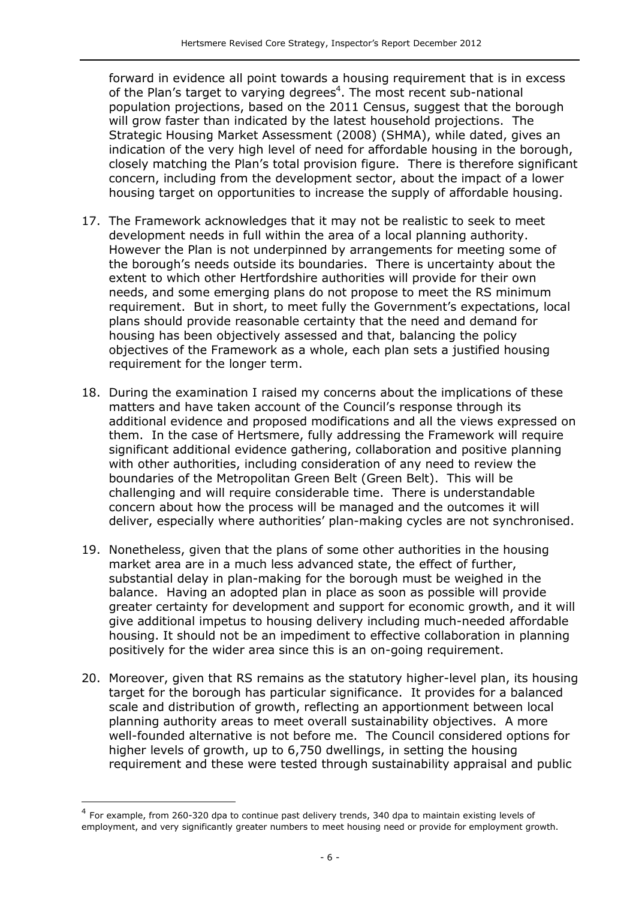forward in evidence all point towards a housing requirement that is in excess of the Plan's target to varying degrees[4]. The most recent sub-national population projections, based on the 2011 Census, suggest that the borough will grow faster than indicated by the latest household projections. The Strategic Housing Market Assessment (2008) (SHMA), while dated, gives an indication of the very high level of need for affordable housing in the borough, closely matching the Plan's total provision figure. There is therefore significant concern, including from the development sector, about the impact of a lower housing target on opportunities to increase the supply of affordable housing.

17. The Framework acknowledges that it may not be realistic to seek to meet development needs in full within the area of a local planning authority. However the Plan is not underpinned by arrangements for meeting some of the borough's needs outside its boundaries. There is uncertainty about the extent to which other Hertfordshire authorities will provide for their own needs, and some emerging plans do not propose to meet the RS minimum requirement. But in short, to meet fully the Government's expectations, local plans should provide reasonable certainty that the need and demand for housing has been objectively assessed and that, balancing the policy objectives of the Framework as a whole, each plan sets a justified housing requirement for the longer term.

18. During the examination I raised my concerns about the implications of these matters and have taken account of the Council's response through its additional evidence and proposed modifications and all the views expressed on them. In the case of Hertsmere, fully addressing the Framework will require significant additional evidence gathering, collaboration and positive planning with other authorities, including consideration of any need to review the boundaries of the Metropolitan Green Belt (Green Belt). This will be challenging and will require considerable time. There is understandable concern about how the process will be managed and the outcomes it will deliver, especially where authorities' plan-making cycles are not synchronised.

19. Nonetheless, given that the plans of some other authorities in the housing market area are in a much less advanced state, the effect of further, substantial delay in plan-making for the borough must be weighed in the balance. Having an adopted plan in place as soon as possible will provide greater certainty for development and support for economic growth, and it will give additional impetus to housing delivery including much-needed affordable housing. It should not be an impediment to effective collaboration in planning positively for the wider area since this is an on-going requirement.

20. Moreover, given that RS remains as the statutory higher-level plan, its housing target for the borough has particular significance. It provides for a balanced scale and distribution of growth, reflecting an apportionment between local planning authority areas to meet overall sustainability objectives. A more well-founded alternative is not before me. The Council considered options for higher levels of growth, up to 6,750 dwellings, in setting the housing requirement and these were tested through sustainability appraisal and public

---

[4] For example, from 260-320 dpa to continue past delivery trends, 340 dpa to maintain existing levels of employment, and very significantly greater numbers to meet housing need or provide for employment growth.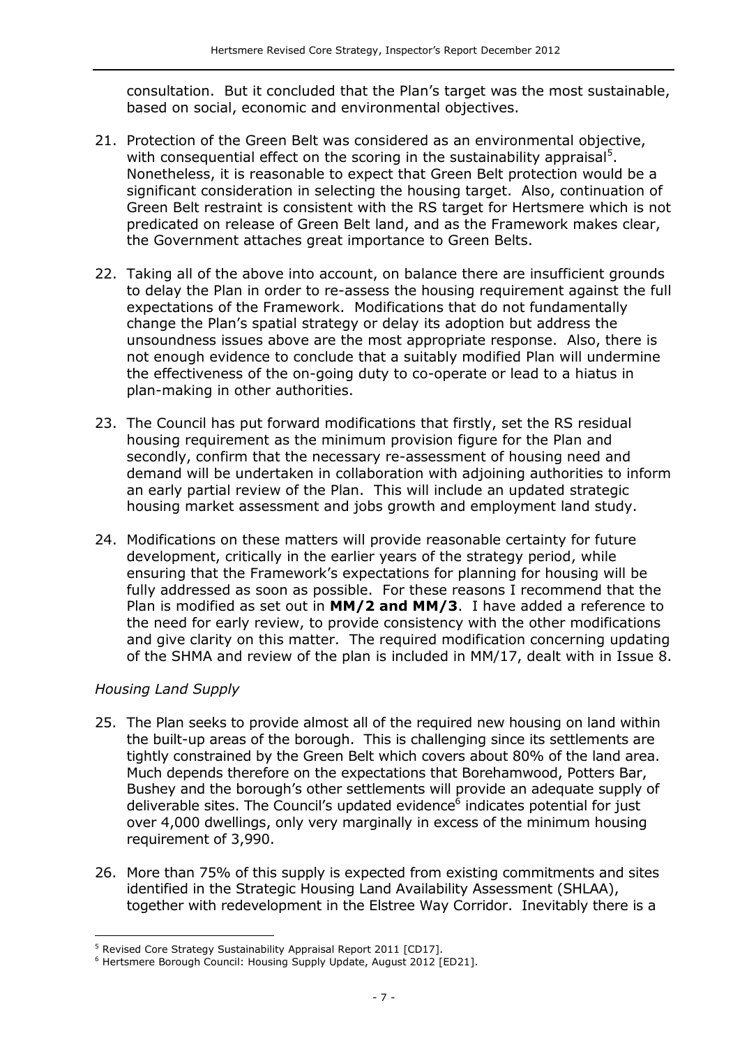consultation. But it concluded that the Plan's target was the most sustainable, based on social, economic and environmental objectives.

21. Protection of the Green Belt was considered as an environmental objective, with consequential effect on the scoring in the sustainability appraisal[5]. Nonetheless, it is reasonable to expect that Green Belt protection would be a significant consideration in selecting the housing target. Also, continuation of Green Belt restraint is consistent with the RS target for Hertsmere which is not predicated on release of Green Belt land, and as the Framework makes clear, the Government attaches great importance to Green Belts.

22. Taking all of the above into account, on balance there are insufficient grounds to delay the Plan in order to re-assess the housing requirement against the full expectations of the Framework. Modifications that do not fundamentally change the Plan's spatial strategy or delay its adoption but address the unsoundness issues above are the most appropriate response. Also, there is not enough evidence to conclude that a suitably modified Plan will undermine the effectiveness of the on-going duty to co-operate or lead to a hiatus in plan-making in other authorities.

23. The Council has put forward modifications that firstly, set the RS residual housing requirement as the minimum provision figure for the Plan and secondly, confirm that the necessary re-assessment of housing need and demand will be undertaken in collaboration with adjoining authorities to inform an early partial review of the Plan. This will include an updated strategic housing market assessment and jobs growth and employment land study.

24. Modifications on these matters will provide reasonable certainty for future development, critically in the earlier years of the strategy period, while ensuring that the Framework's expectations for planning for housing will be fully addressed as soon as possible. For these reasons I recommend that the Plan is modified as set out in **MM/2 and MM/3**. I have added a reference to the need for early review, to provide consistency with the other modifications and give clarity on this matter. The required modification concerning updating of the SHMA and review of the plan is included in MM/17, dealt with in Issue 8.

*Housing Land Supply*

25. The Plan seeks to provide almost all of the required new housing on land within the built-up areas of the borough. This is challenging since its settlements are tightly constrained by the Green Belt which covers about 80% of the land area. Much depends therefore on the expectations that Borehamwood, Potters Bar, Bushey and the borough's other settlements will provide an adequate supply of deliverable sites. The Council's updated evidence[6] indicates potential for just over 4,000 dwellings, only very marginally in excess of the minimum housing requirement of 3,990.

26. More than 75% of this supply is expected from existing commitments and sites identified in the Strategic Housing Land Availability Assessment (SHLAA), together with redevelopment in the Elstree Way Corridor. Inevitably there is a

[5] Revised Core Strategy Sustainability Appraisal Report 2011 [CD17].

[6] Hertsmere Borough Council: Housing Supply Update, August 2012 [ED21].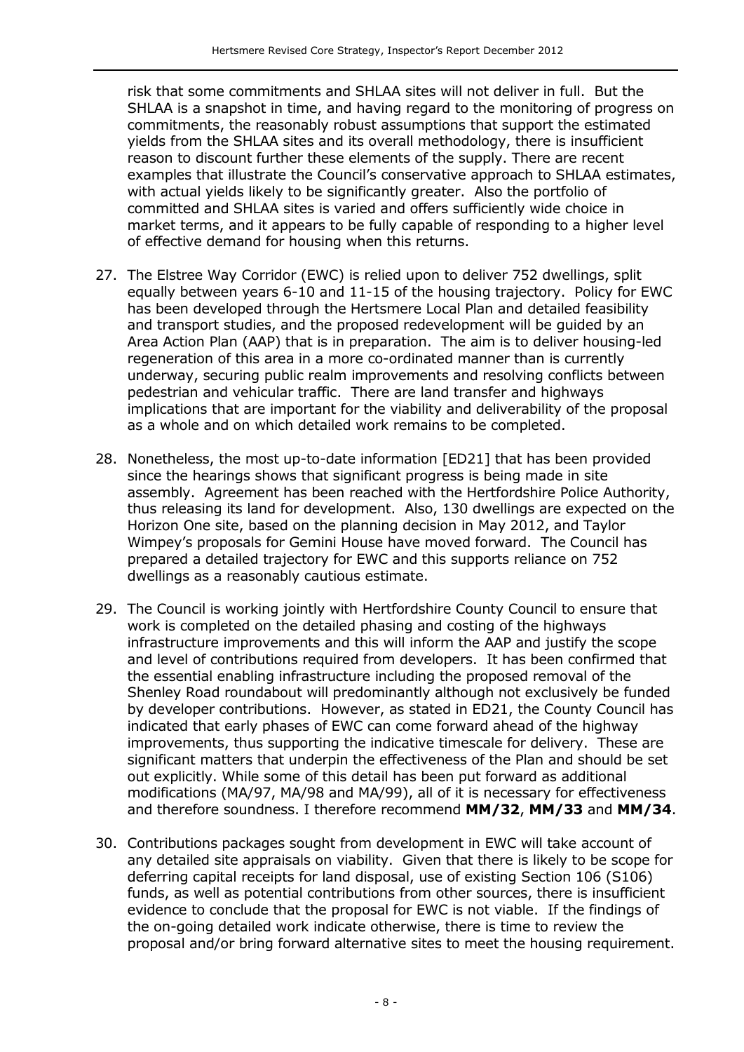risk that some commitments and SHLAA sites will not deliver in full. But the SHLAA is a snapshot in time, and having regard to the monitoring of progress on commitments, the reasonably robust assumptions that support the estimated yields from the SHLAA sites and its overall methodology, there is insufficient reason to discount further these elements of the supply. There are recent examples that illustrate the Council's conservative approach to SHLAA estimates, with actual yields likely to be significantly greater. Also the portfolio of committed and SHLAA sites is varied and offers sufficiently wide choice in market terms, and it appears to be fully capable of responding to a higher level of effective demand for housing when this returns.

27. The Elstree Way Corridor (EWC) is relied upon to deliver 752 dwellings, split equally between years 6-10 and 11-15 of the housing trajectory. Policy for EWC has been developed through the Hertsmere Local Plan and detailed feasibility and transport studies, and the proposed redevelopment will be guided by an Area Action Plan (AAP) that is in preparation. The aim is to deliver housing-led regeneration of this area in a more co-ordinated manner than is currently underway, securing public realm improvements and resolving conflicts between pedestrian and vehicular traffic. There are land transfer and highways implications that are important for the viability and deliverability of the proposal as a whole and on which detailed work remains to be completed.

28. Nonetheless, the most up-to-date information [ED21] that has been provided since the hearings shows that significant progress is being made in site assembly. Agreement has been reached with the Hertfordshire Police Authority, thus releasing its land for development. Also, 130 dwellings are expected on the Horizon One site, based on the planning decision in May 2012, and Taylor Wimpey's proposals for Gemini House have moved forward. The Council has prepared a detailed trajectory for EWC and this supports reliance on 752 dwellings as a reasonably cautious estimate.

29. The Council is working jointly with Hertfordshire County Council to ensure that work is completed on the detailed phasing and costing of the highways infrastructure improvements and this will inform the AAP and justify the scope and level of contributions required from developers. It has been confirmed that the essential enabling infrastructure including the proposed removal of the Shenley Road roundabout will predominantly although not exclusively be funded by developer contributions. However, as stated in ED21, the County Council has indicated that early phases of EWC can come forward ahead of the highway improvements, thus supporting the indicative timescale for delivery. These are significant matters that underpin the effectiveness of the Plan and should be set out explicitly. While some of this detail has been put forward as additional modifications (MA/97, MA/98 and MA/99), all of it is necessary for effectiveness and therefore soundness. I therefore recommend **MM/32**, **MM/33** and **MM/34**.

30. Contributions packages sought from development in EWC will take account of any detailed site appraisals on viability. Given that there is likely to be scope for deferring capital receipts for land disposal, use of existing Section 106 (S106) funds, as well as potential contributions from other sources, there is insufficient evidence to conclude that the proposal for EWC is not viable. If the findings of the on-going detailed work indicate otherwise, there is time to review the proposal and/or bring forward alternative sites to meet the housing requirement.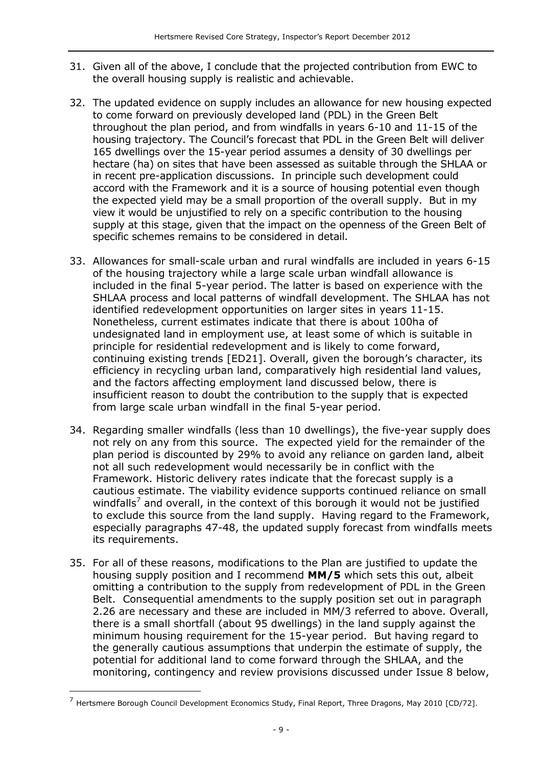31. Given all of the above, I conclude that the projected contribution from EWC to the overall housing supply is realistic and achievable.

32. The updated evidence on supply includes an allowance for new housing expected to come forward on previously developed land (PDL) in the Green Belt throughout the plan period, and from windfalls in years 6-10 and 11-15 of the housing trajectory. The Council's forecast that PDL in the Green Belt will deliver 165 dwellings over the 15-year period assumes a density of 30 dwellings per hectare (ha) on sites that have been assessed as suitable through the SHLAA or in recent pre-application discussions. In principle such development could accord with the Framework and it is a source of housing potential even though the expected yield may be a small proportion of the overall supply. But in my view it would be unjustified to rely on a specific contribution to the housing supply at this stage, given that the impact on the openness of the Green Belt of specific schemes remains to be considered in detail.

33. Allowances for small-scale urban and rural windfalls are included in years 6-15 of the housing trajectory while a large scale urban windfall allowance is included in the final 5-year period. The latter is based on experience with the SHLAA process and local patterns of windfall development. The SHLAA has not identified redevelopment opportunities on larger sites in years 11-15. Nonetheless, current estimates indicate that there is about 100ha of undesignated land in employment use, at least some of which is suitable in principle for residential redevelopment and is likely to come forward, continuing existing trends [ED21]. Overall, given the borough's character, its efficiency in recycling urban land, comparatively high residential land values, and the factors affecting employment land discussed below, there is insufficient reason to doubt the contribution to the supply that is expected from large scale urban windfall in the final 5-year period.

34. Regarding smaller windfalls (less than 10 dwellings), the five-year supply does not rely on any from this source. The expected yield for the remainder of the plan period is discounted by 29% to avoid any reliance on garden land, albeit not all such redevelopment would necessarily be in conflict with the Framework. Historic delivery rates indicate that the forecast supply is a cautious estimate. The viability evidence supports continued reliance on small windfalls[7] and overall, in the context of this borough it would not be justified to exclude this source from the land supply. Having regard to the Framework, especially paragraphs 47-48, the updated supply forecast from windfalls meets its requirements.

35. For all of these reasons, modifications to the Plan are justified to update the housing supply position and I recommend **MM/5** which sets this out, albeit omitting a contribution to the supply from redevelopment of PDL in the Green Belt. Consequential amendments to the supply position set out in paragraph 2.26 are necessary and these are included in MM/3 referred to above. Overall, there is a small shortfall (about 95 dwellings) in the land supply against the minimum housing requirement for the 15-year period. But having regard to the generally cautious assumptions that underpin the estimate of supply, the potential for additional land to come forward through the SHLAA, and the monitoring, contingency and review provisions discussed under Issue 8 below,

[7] Hertsmere Borough Council Development Economics Study, Final Report, Three Dragons, May 2010 [CD/72].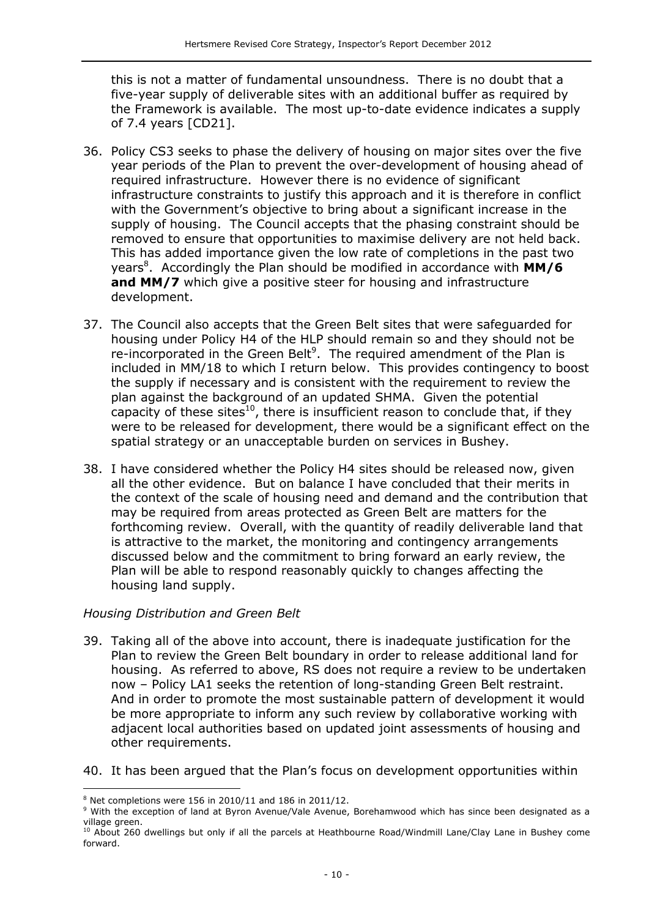this is not a matter of fundamental unsoundness. There is no doubt that a five-year supply of deliverable sites with an additional buffer as required by the Framework is available. The most up-to-date evidence indicates a supply of 7.4 years [CD21].

36. Policy CS3 seeks to phase the delivery of housing on major sites over the five year periods of the Plan to prevent the over-development of housing ahead of required infrastructure. However there is no evidence of significant infrastructure constraints to justify this approach and it is therefore in conflict with the Government's objective to bring about a significant increase in the supply of housing. The Council accepts that the phasing constraint should be removed to ensure that opportunities to maximise delivery are not held back. This has added importance given the low rate of completions in the past two years[8]. Accordingly the Plan should be modified in accordance with **MM/6 and MM/7** which give a positive steer for housing and infrastructure development.

37. The Council also accepts that the Green Belt sites that were safeguarded for housing under Policy H4 of the HLP should remain so and they should not be re-incorporated in the Green Belt[9]. The required amendment of the Plan is included in MM/18 to which I return below. This provides contingency to boost the supply if necessary and is consistent with the requirement to review the plan against the background of an updated SHMA. Given the potential capacity of these sites[10], there is insufficient reason to conclude that, if they were to be released for development, there would be a significant effect on the spatial strategy or an unacceptable burden on services in Bushey.

38. I have considered whether the Policy H4 sites should be released now, given all the other evidence. But on balance I have concluded that their merits in the context of the scale of housing need and demand and the contribution that may be required from areas protected as Green Belt are matters for the forthcoming review. Overall, with the quantity of readily deliverable land that is attractive to the market, the monitoring and contingency arrangements discussed below and the commitment to bring forward an early review, the Plan will be able to respond reasonably quickly to changes affecting the housing land supply.

*Housing Distribution and Green Belt*

39. Taking all of the above into account, there is inadequate justification for the Plan to review the Green Belt boundary in order to release additional land for housing. As referred to above, RS does not require a review to be undertaken now – Policy LA1 seeks the retention of long-standing Green Belt restraint. And in order to promote the most sustainable pattern of development it would be more appropriate to inform any such review by collaborative working with adjacent local authorities based on updated joint assessments of housing and other requirements.

40. It has been argued that the Plan's focus on development opportunities within

---

[8] Net completions were 156 in 2010/11 and 186 in 2011/12.

[9] With the exception of land at Byron Avenue/Vale Avenue, Borehamwood which has since been designated as a village green.

[10] About 260 dwellings but only if all the parcels at Heathbourne Road/Windmill Lane/Clay Lane in Bushey come forward.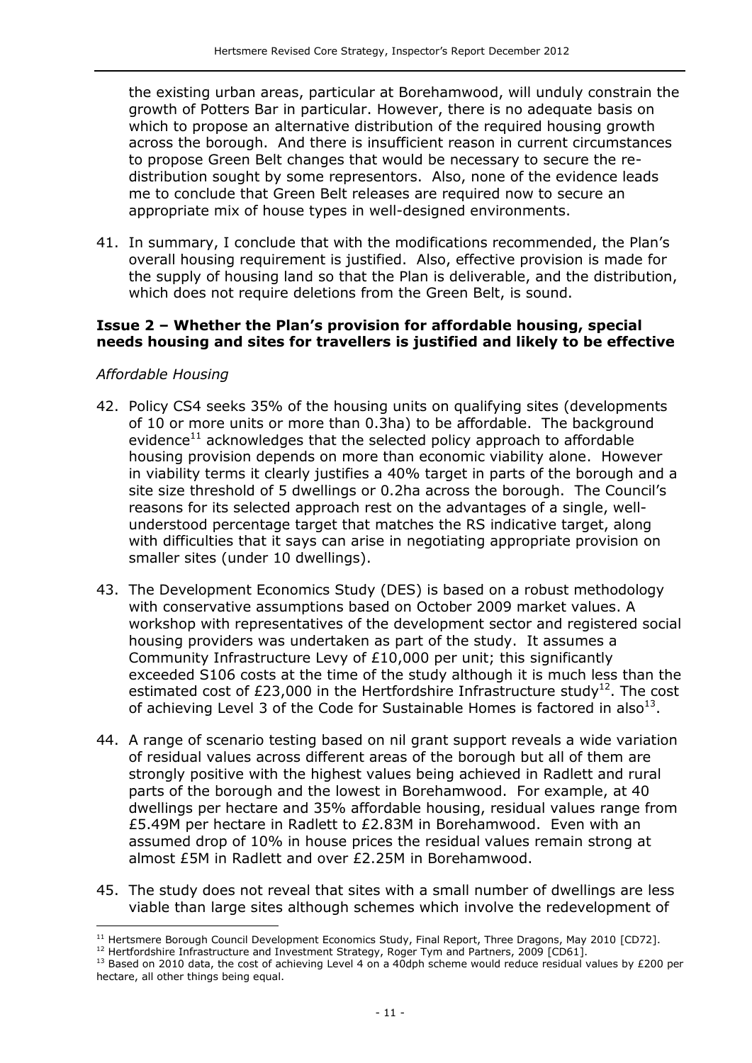the existing urban areas, particular at Borehamwood, will unduly constrain the growth of Potters Bar in particular. However, there is no adequate basis on which to propose an alternative distribution of the required housing growth across the borough. And there is insufficient reason in current circumstances to propose Green Belt changes that would be necessary to secure the re-distribution sought by some representors. Also, none of the evidence leads me to conclude that Green Belt releases are required now to secure an appropriate mix of house types in well-designed environments.

41. In summary, I conclude that with the modifications recommended, the Plan's overall housing requirement is justified. Also, effective provision is made for the supply of housing land so that the Plan is deliverable, and the distribution, which does not require deletions from the Green Belt, is sound.

### Issue 2 – Whether the Plan's provision for affordable housing, special needs housing and sites for travellers is justified and likely to be effective

*Affordable Housing*

42. Policy CS4 seeks 35% of the housing units on qualifying sites (developments of 10 or more units or more than 0.3ha) to be affordable. The background evidence[11] acknowledges that the selected policy approach to affordable housing provision depends on more than economic viability alone. However in viability terms it clearly justifies a 40% target in parts of the borough and a site size threshold of 5 dwellings or 0.2ha across the borough. The Council's reasons for its selected approach rest on the advantages of a single, well-understood percentage target that matches the RS indicative target, along with difficulties that it says can arise in negotiating appropriate provision on smaller sites (under 10 dwellings).

43. The Development Economics Study (DES) is based on a robust methodology with conservative assumptions based on October 2009 market values. A workshop with representatives of the development sector and registered social housing providers was undertaken as part of the study. It assumes a Community Infrastructure Levy of £10,000 per unit; this significantly exceeded S106 costs at the time of the study although it is much less than the estimated cost of £23,000 in the Hertfordshire Infrastructure study[12]. The cost of achieving Level 3 of the Code for Sustainable Homes is factored in also[13].

44. A range of scenario testing based on nil grant support reveals a wide variation of residual values across different areas of the borough but all of them are strongly positive with the highest values being achieved in Radlett and rural parts of the borough and the lowest in Borehamwood. For example, at 40 dwellings per hectare and 35% affordable housing, residual values range from £5.49M per hectare in Radlett to £2.83M in Borehamwood. Even with an assumed drop of 10% in house prices the residual values remain strong at almost £5M in Radlett and over £2.25M in Borehamwood.

45. The study does not reveal that sites with a small number of dwellings are less viable than large sites although schemes which involve the redevelopment of

---

[11] Hertsmere Borough Council Development Economics Study, Final Report, Three Dragons, May 2010 [CD72].

[12] Hertfordshire Infrastructure and Investment Strategy, Roger Tym and Partners, 2009 [CD61].

[13] Based on 2010 data, the cost of achieving Level 4 on a 40dph scheme would reduce residual values by £200 per hectare, all other things being equal.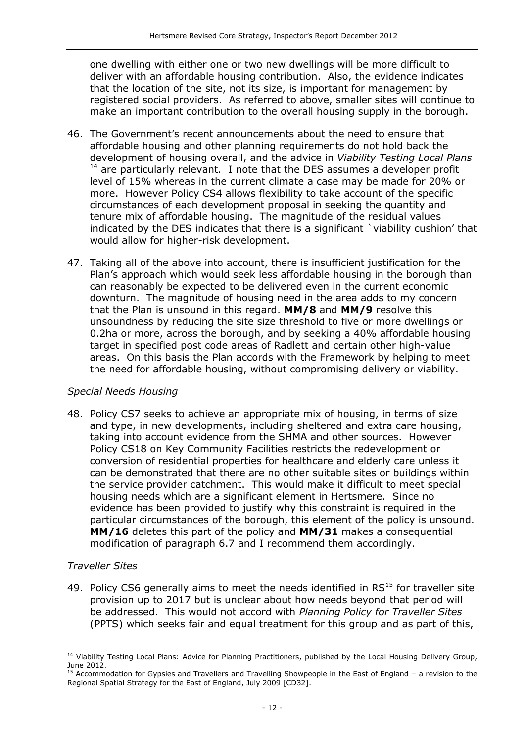one dwelling with either one or two new dwellings will be more difficult to deliver with an affordable housing contribution. Also, the evidence indicates that the location of the site, not its size, is important for management by registered social providers. As referred to above, smaller sites will continue to make an important contribution to the overall housing supply in the borough.

46. The Government's recent announcements about the need to ensure that affordable housing and other planning requirements do not hold back the development of housing overall, and the advice in *Viability Testing Local Plans* [14] are particularly relevant. I note that the DES assumes a developer profit level of 15% whereas in the current climate a case may be made for 20% or more. However Policy CS4 allows flexibility to take account of the specific circumstances of each development proposal in seeking the quantity and tenure mix of affordable housing. The magnitude of the residual values indicated by the DES indicates that there is a significant `viability cushion' that would allow for higher-risk development.

47. Taking all of the above into account, there is insufficient justification for the Plan's approach which would seek less affordable housing in the borough than can reasonably be expected to be delivered even in the current economic downturn. The magnitude of housing need in the area adds to my concern that the Plan is unsound in this regard. **MM/8** and **MM/9** resolve this unsoundness by reducing the site size threshold to five or more dwellings or 0.2ha or more, across the borough, and by seeking a 40% affordable housing target in specified post code areas of Radlett and certain other high-value areas. On this basis the Plan accords with the Framework by helping to meet the need for affordable housing, without compromising delivery or viability.

*Special Needs Housing*

48. Policy CS7 seeks to achieve an appropriate mix of housing, in terms of size and type, in new developments, including sheltered and extra care housing, taking into account evidence from the SHMA and other sources. However Policy CS18 on Key Community Facilities restricts the redevelopment or conversion of residential properties for healthcare and elderly care unless it can be demonstrated that there are no other suitable sites or buildings within the service provider catchment. This would make it difficult to meet special housing needs which are a significant element in Hertsmere. Since no evidence has been provided to justify why this constraint is required in the particular circumstances of the borough, this element of the policy is unsound. **MM/16** deletes this part of the policy and **MM/31** makes a consequential modification of paragraph 6.7 and I recommend them accordingly.

*Traveller Sites*

49. Policy CS6 generally aims to meet the needs identified in RS[15] for traveller site provision up to 2017 but is unclear about how needs beyond that period will be addressed. This would not accord with *Planning Policy for Traveller Sites* (PPTS) which seeks fair and equal treatment for this group and as part of this,

---

[14] Viability Testing Local Plans: Advice for Planning Practitioners, published by the Local Housing Delivery Group, June 2012.

[15] Accommodation for Gypsies and Travellers and Travelling Showpeople in the East of England – a revision to the Regional Spatial Strategy for the East of England, July 2009 [CD32].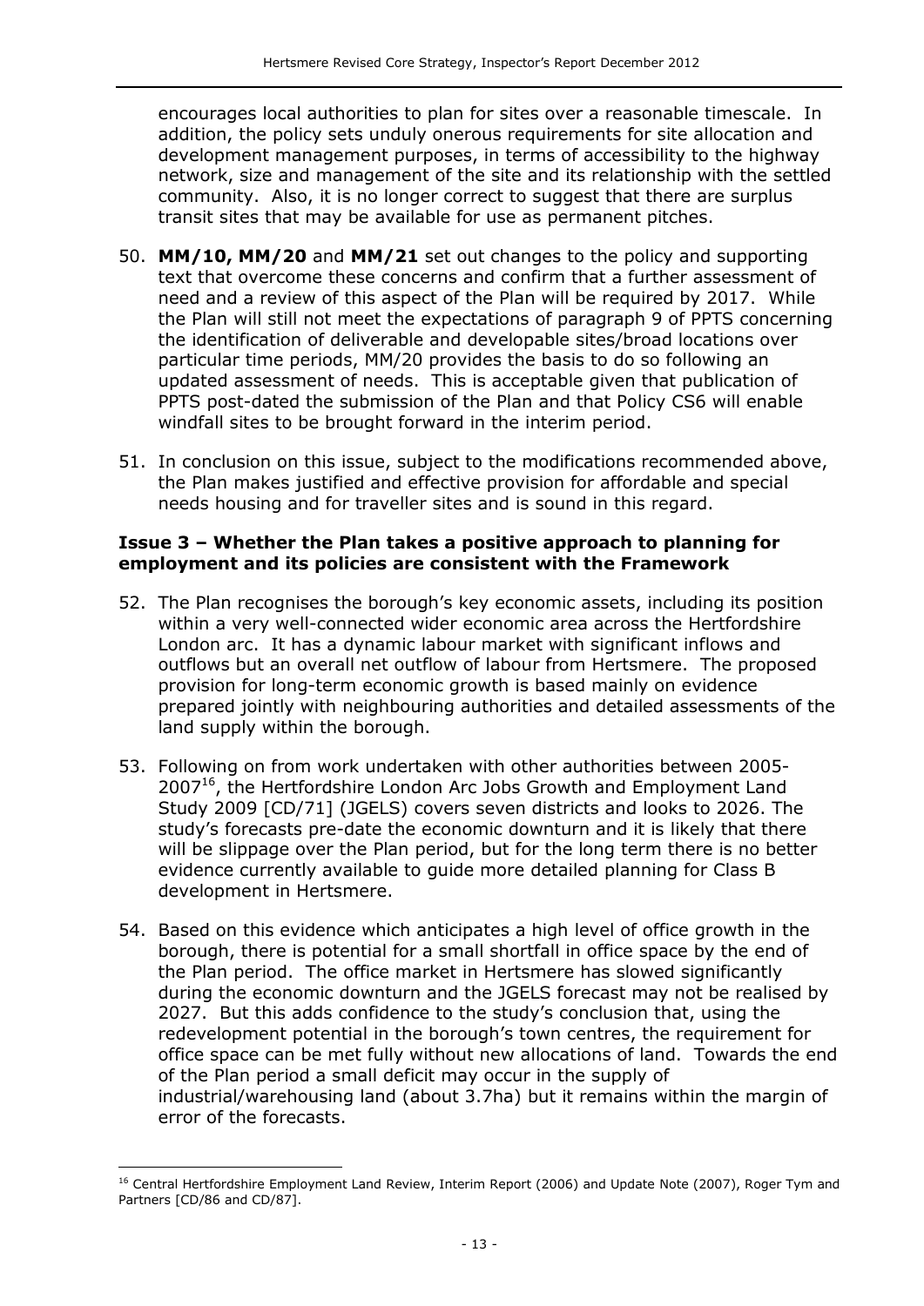encourages local authorities to plan for sites over a reasonable timescale. In addition, the policy sets unduly onerous requirements for site allocation and development management purposes, in terms of accessibility to the highway network, size and management of the site and its relationship with the settled community. Also, it is no longer correct to suggest that there are surplus transit sites that may be available for use as permanent pitches.

50. **MM/10, MM/20** and **MM/21** set out changes to the policy and supporting text that overcome these concerns and confirm that a further assessment of need and a review of this aspect of the Plan will be required by 2017. While the Plan will still not meet the expectations of paragraph 9 of PPTS concerning the identification of deliverable and developable sites/broad locations over particular time periods, MM/20 provides the basis to do so following an updated assessment of needs. This is acceptable given that publication of PPTS post-dated the submission of the Plan and that Policy CS6 will enable windfall sites to be brought forward in the interim period.

51. In conclusion on this issue, subject to the modifications recommended above, the Plan makes justified and effective provision for affordable and special needs housing and for traveller sites and is sound in this regard.

### Issue 3 – Whether the Plan takes a positive approach to planning for employment and its policies are consistent with the Framework

52. The Plan recognises the borough's key economic assets, including its position within a very well-connected wider economic area across the Hertfordshire London arc. It has a dynamic labour market with significant inflows and outflows but an overall net outflow of labour from Hertsmere. The proposed provision for long-term economic growth is based mainly on evidence prepared jointly with neighbouring authorities and detailed assessments of the land supply within the borough.

53. Following on from work undertaken with other authorities between 2005-2007[16], the Hertfordshire London Arc Jobs Growth and Employment Land Study 2009 [CD/71] (JGELS) covers seven districts and looks to 2026. The study's forecasts pre-date the economic downturn and it is likely that there will be slippage over the Plan period, but for the long term there is no better evidence currently available to guide more detailed planning for Class B development in Hertsmere.

54. Based on this evidence which anticipates a high level of office growth in the borough, there is potential for a small shortfall in office space by the end of the Plan period. The office market in Hertsmere has slowed significantly during the economic downturn and the JGELS forecast may not be realised by 2027. But this adds confidence to the study's conclusion that, using the redevelopment potential in the borough's town centres, the requirement for office space can be met fully without new allocations of land. Towards the end of the Plan period a small deficit may occur in the supply of industrial/warehousing land (about 3.7ha) but it remains within the margin of error of the forecasts.

---

[16] Central Hertfordshire Employment Land Review, Interim Report (2006) and Update Note (2007), Roger Tym and Partners [CD/86 and CD/87].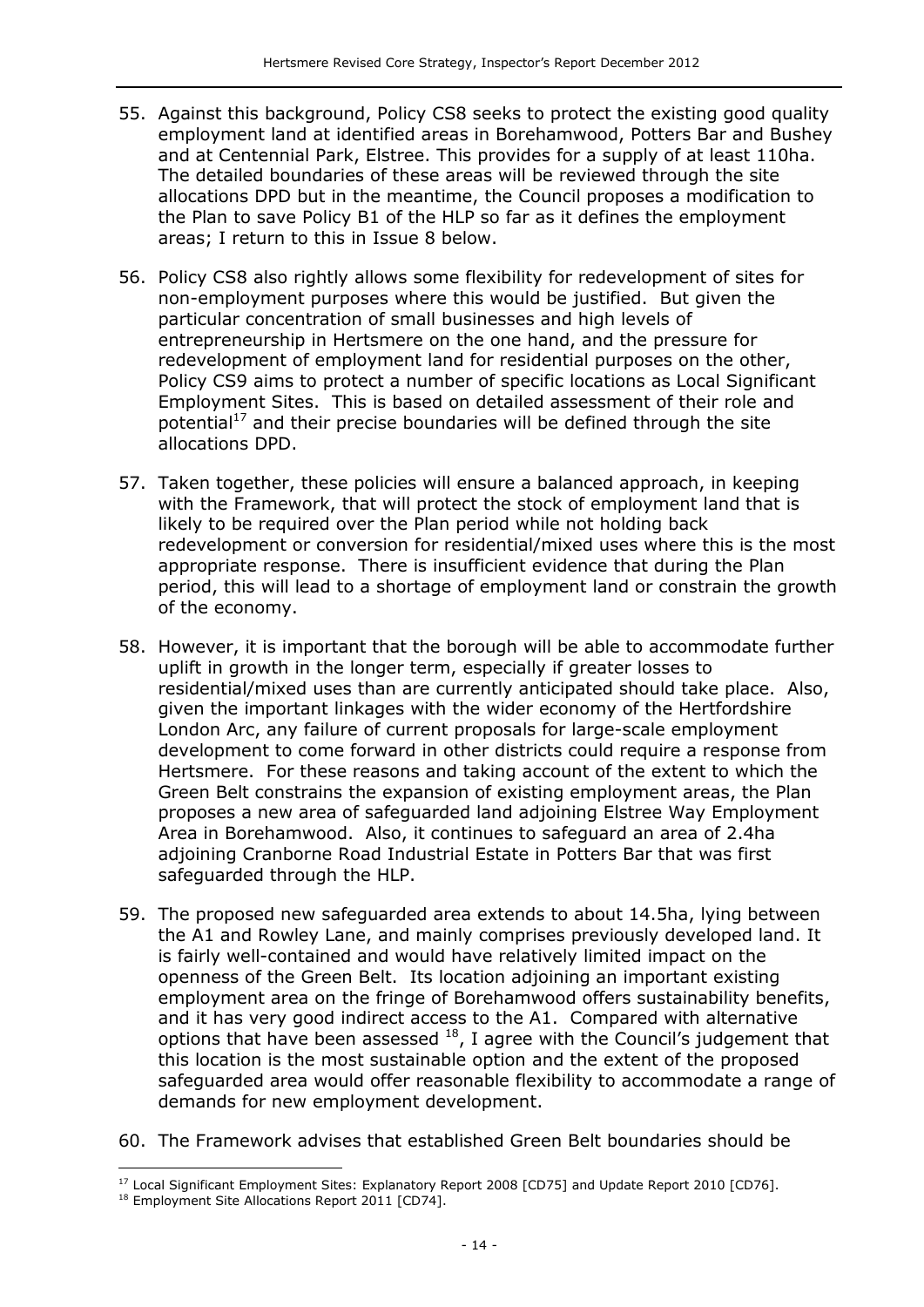55. Against this background, Policy CS8 seeks to protect the existing good quality employment land at identified areas in Borehamwood, Potters Bar and Bushey and at Centennial Park, Elstree. This provides for a supply of at least 110ha. The detailed boundaries of these areas will be reviewed through the site allocations DPD but in the meantime, the Council proposes a modification to the Plan to save Policy B1 of the HLP so far as it defines the employment areas; I return to this in Issue 8 below.

56. Policy CS8 also rightly allows some flexibility for redevelopment of sites for non-employment purposes where this would be justified. But given the particular concentration of small businesses and high levels of entrepreneurship in Hertsmere on the one hand, and the pressure for redevelopment of employment land for residential purposes on the other, Policy CS9 aims to protect a number of specific locations as Local Significant Employment Sites. This is based on detailed assessment of their role and potential[17] and their precise boundaries will be defined through the site allocations DPD.

57. Taken together, these policies will ensure a balanced approach, in keeping with the Framework, that will protect the stock of employment land that is likely to be required over the Plan period while not holding back redevelopment or conversion for residential/mixed uses where this is the most appropriate response. There is insufficient evidence that during the Plan period, this will lead to a shortage of employment land or constrain the growth of the economy.

58. However, it is important that the borough will be able to accommodate further uplift in growth in the longer term, especially if greater losses to residential/mixed uses than are currently anticipated should take place. Also, given the important linkages with the wider economy of the Hertfordshire London Arc, any failure of current proposals for large-scale employment development to come forward in other districts could require a response from Hertsmere. For these reasons and taking account of the extent to which the Green Belt constrains the expansion of existing employment areas, the Plan proposes a new area of safeguarded land adjoining Elstree Way Employment Area in Borehamwood. Also, it continues to safeguard an area of 2.4ha adjoining Cranborne Road Industrial Estate in Potters Bar that was first safeguarded through the HLP.

59. The proposed new safeguarded area extends to about 14.5ha, lying between the A1 and Rowley Lane, and mainly comprises previously developed land. It is fairly well-contained and would have relatively limited impact on the openness of the Green Belt. Its location adjoining an important existing employment area on the fringe of Borehamwood offers sustainability benefits, and it has very good indirect access to the A1. Compared with alternative options that have been assessed [18], I agree with the Council's judgement that this location is the most sustainable option and the extent of the proposed safeguarded area would offer reasonable flexibility to accommodate a range of demands for new employment development.

60. The Framework advises that established Green Belt boundaries should be

---

[17] Local Significant Employment Sites: Explanatory Report 2008 [CD75] and Update Report 2010 [CD76].

[18] Employment Site Allocations Report 2011 [CD74].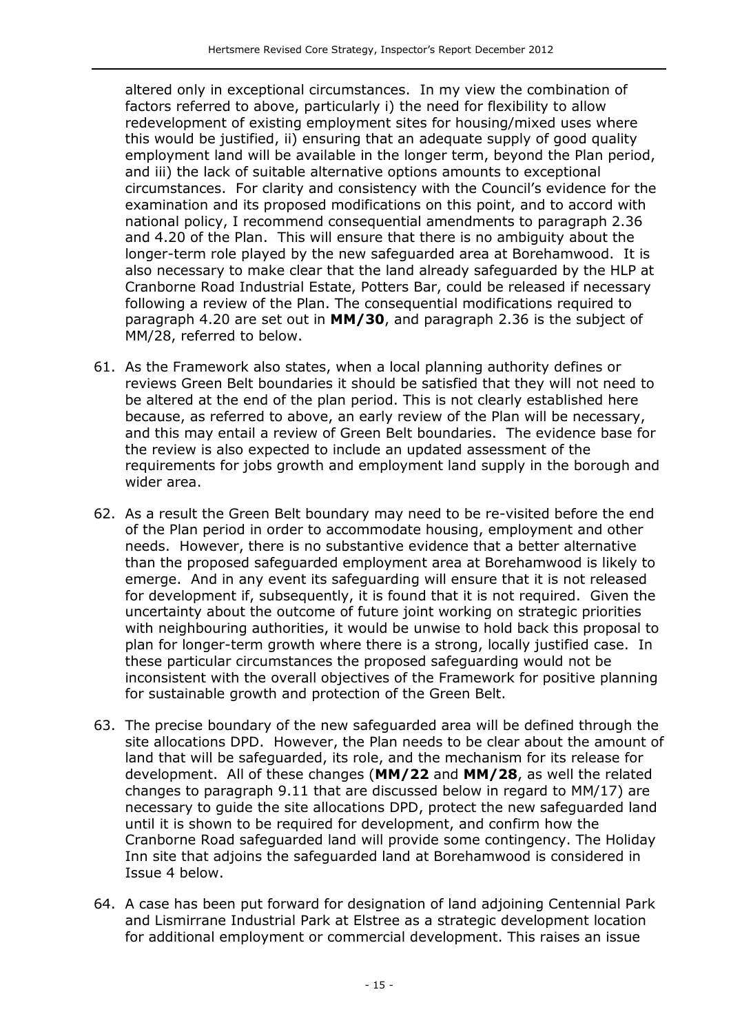altered only in exceptional circumstances. In my view the combination of factors referred to above, particularly i) the need for flexibility to allow redevelopment of existing employment sites for housing/mixed uses where this would be justified, ii) ensuring that an adequate supply of good quality employment land will be available in the longer term, beyond the Plan period, and iii) the lack of suitable alternative options amounts to exceptional circumstances. For clarity and consistency with the Council's evidence for the examination and its proposed modifications on this point, and to accord with national policy, I recommend consequential amendments to paragraph 2.36 and 4.20 of the Plan. This will ensure that there is no ambiguity about the longer-term role played by the new safeguarded area at Borehamwood. It is also necessary to make clear that the land already safeguarded by the HLP at Cranborne Road Industrial Estate, Potters Bar, could be released if necessary following a review of the Plan. The consequential modifications required to paragraph 4.20 are set out in **MM/30**, and paragraph 2.36 is the subject of MM/28, referred to below.

61. As the Framework also states, when a local planning authority defines or reviews Green Belt boundaries it should be satisfied that they will not need to be altered at the end of the plan period. This is not clearly established here because, as referred to above, an early review of the Plan will be necessary, and this may entail a review of Green Belt boundaries. The evidence base for the review is also expected to include an updated assessment of the requirements for jobs growth and employment land supply in the borough and wider area.

62. As a result the Green Belt boundary may need to be re-visited before the end of the Plan period in order to accommodate housing, employment and other needs. However, there is no substantive evidence that a better alternative than the proposed safeguarded employment area at Borehamwood is likely to emerge. And in any event its safeguarding will ensure that it is not released for development if, subsequently, it is found that it is not required. Given the uncertainty about the outcome of future joint working on strategic priorities with neighbouring authorities, it would be unwise to hold back this proposal to plan for longer-term growth where there is a strong, locally justified case. In these particular circumstances the proposed safeguarding would not be inconsistent with the overall objectives of the Framework for positive planning for sustainable growth and protection of the Green Belt.

63. The precise boundary of the new safeguarded area will be defined through the site allocations DPD. However, the Plan needs to be clear about the amount of land that will be safeguarded, its role, and the mechanism for its release for development. All of these changes (**MM/22** and **MM/28**, as well the related changes to paragraph 9.11 that are discussed below in regard to MM/17) are necessary to guide the site allocations DPD, protect the new safeguarded land until it is shown to be required for development, and confirm how the Cranborne Road safeguarded land will provide some contingency. The Holiday Inn site that adjoins the safeguarded land at Borehamwood is considered in Issue 4 below.

64. A case has been put forward for designation of land adjoining Centennial Park and Lismirrane Industrial Park at Elstree as a strategic development location for additional employment or commercial development. This raises an issue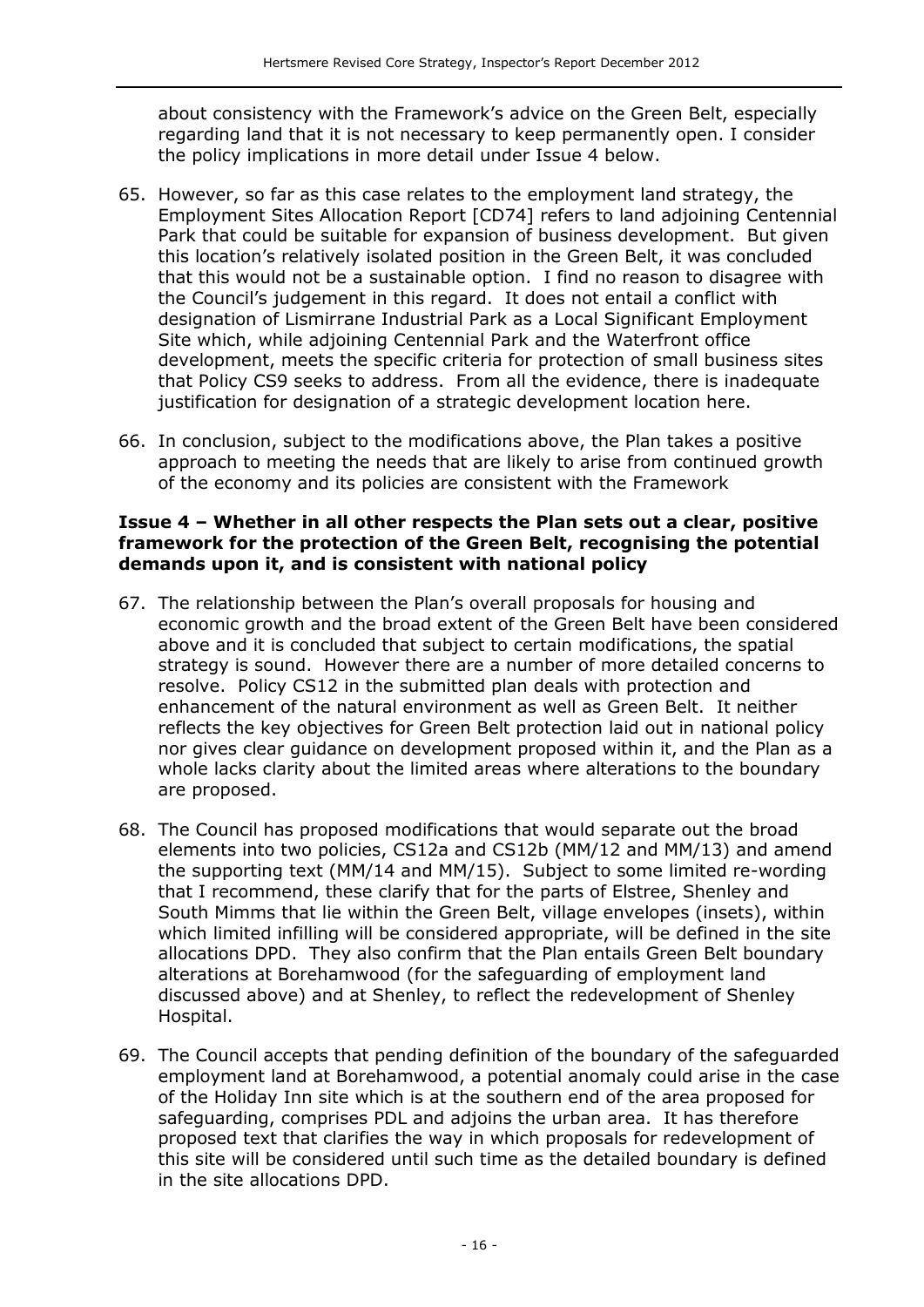about consistency with the Framework's advice on the Green Belt, especially regarding land that it is not necessary to keep permanently open. I consider the policy implications in more detail under Issue 4 below.

65. However, so far as this case relates to the employment land strategy, the Employment Sites Allocation Report [CD74] refers to land adjoining Centennial Park that could be suitable for expansion of business development. But given this location's relatively isolated position in the Green Belt, it was concluded that this would not be a sustainable option. I find no reason to disagree with the Council's judgement in this regard. It does not entail a conflict with designation of Lismirrane Industrial Park as a Local Significant Employment Site which, while adjoining Centennial Park and the Waterfront office development, meets the specific criteria for protection of small business sites that Policy CS9 seeks to address. From all the evidence, there is inadequate justification for designation of a strategic development location here.

66. In conclusion, subject to the modifications above, the Plan takes a positive approach to meeting the needs that are likely to arise from continued growth of the economy and its policies are consistent with the Framework

**Issue 4 – Whether in all other respects the Plan sets out a clear, positive framework for the protection of the Green Belt, recognising the potential demands upon it, and is consistent with national policy**

67. The relationship between the Plan's overall proposals for housing and economic growth and the broad extent of the Green Belt have been considered above and it is concluded that subject to certain modifications, the spatial strategy is sound. However there are a number of more detailed concerns to resolve. Policy CS12 in the submitted plan deals with protection and enhancement of the natural environment as well as Green Belt. It neither reflects the key objectives for Green Belt protection laid out in national policy nor gives clear guidance on development proposed within it, and the Plan as a whole lacks clarity about the limited areas where alterations to the boundary are proposed.

68. The Council has proposed modifications that would separate out the broad elements into two policies, CS12a and CS12b (MM/12 and MM/13) and amend the supporting text (MM/14 and MM/15). Subject to some limited re-wording that I recommend, these clarify that for the parts of Elstree, Shenley and South Mimms that lie within the Green Belt, village envelopes (insets), within which limited infilling will be considered appropriate, will be defined in the site allocations DPD. They also confirm that the Plan entails Green Belt boundary alterations at Borehamwood (for the safeguarding of employment land discussed above) and at Shenley, to reflect the redevelopment of Shenley Hospital.

69. The Council accepts that pending definition of the boundary of the safeguarded employment land at Borehamwood, a potential anomaly could arise in the case of the Holiday Inn site which is at the southern end of the area proposed for safeguarding, comprises PDL and adjoins the urban area. It has therefore proposed text that clarifies the way in which proposals for redevelopment of this site will be considered until such time as the detailed boundary is defined in the site allocations DPD.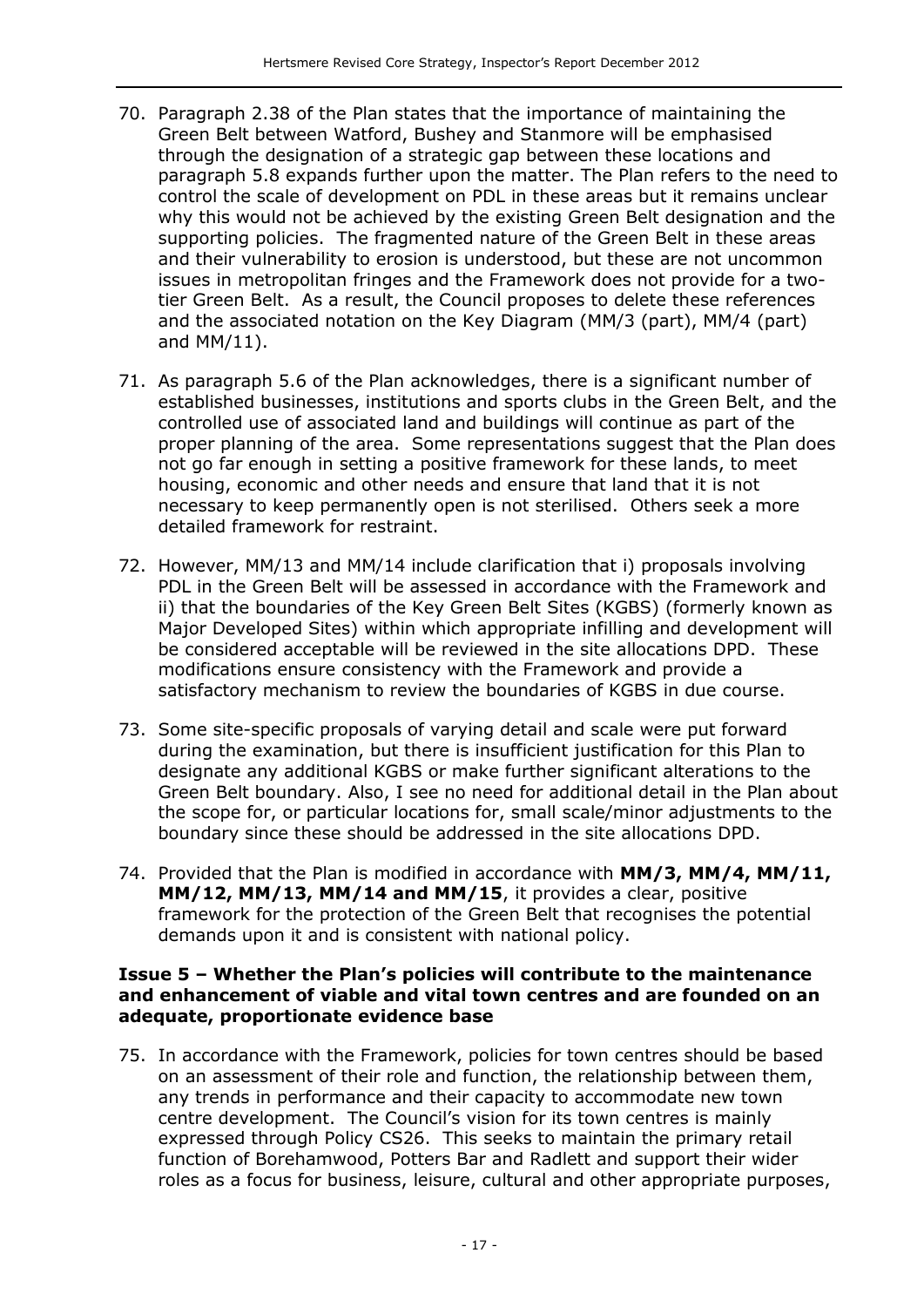70. Paragraph 2.38 of the Plan states that the importance of maintaining the Green Belt between Watford, Bushey and Stanmore will be emphasised through the designation of a strategic gap between these locations and paragraph 5.8 expands further upon the matter. The Plan refers to the need to control the scale of development on PDL in these areas but it remains unclear why this would not be achieved by the existing Green Belt designation and the supporting policies. The fragmented nature of the Green Belt in these areas and their vulnerability to erosion is understood, but these are not uncommon issues in metropolitan fringes and the Framework does not provide for a two-tier Green Belt. As a result, the Council proposes to delete these references and the associated notation on the Key Diagram (MM/3 (part), MM/4 (part) and MM/11).

71. As paragraph 5.6 of the Plan acknowledges, there is a significant number of established businesses, institutions and sports clubs in the Green Belt, and the controlled use of associated land and buildings will continue as part of the proper planning of the area. Some representations suggest that the Plan does not go far enough in setting a positive framework for these lands, to meet housing, economic and other needs and ensure that land that it is not necessary to keep permanently open is not sterilised. Others seek a more detailed framework for restraint.

72. However, MM/13 and MM/14 include clarification that i) proposals involving PDL in the Green Belt will be assessed in accordance with the Framework and ii) that the boundaries of the Key Green Belt Sites (KGBS) (formerly known as Major Developed Sites) within which appropriate infilling and development will be considered acceptable will be reviewed in the site allocations DPD. These modifications ensure consistency with the Framework and provide a satisfactory mechanism to review the boundaries of KGBS in due course.

73. Some site-specific proposals of varying detail and scale were put forward during the examination, but there is insufficient justification for this Plan to designate any additional KGBS or make further significant alterations to the Green Belt boundary. Also, I see no need for additional detail in the Plan about the scope for, or particular locations for, small scale/minor adjustments to the boundary since these should be addressed in the site allocations DPD.

74. Provided that the Plan is modified in accordance with **MM/3, MM/4, MM/11, MM/12, MM/13, MM/14 and MM/15**, it provides a clear, positive framework for the protection of the Green Belt that recognises the potential demands upon it and is consistent with national policy.

### Issue 5 – Whether the Plan's policies will contribute to the maintenance and enhancement of viable and vital town centres and are founded on an adequate, proportionate evidence base

75. In accordance with the Framework, policies for town centres should be based on an assessment of their role and function, the relationship between them, any trends in performance and their capacity to accommodate new town centre development. The Council's vision for its town centres is mainly expressed through Policy CS26. This seeks to maintain the primary retail function of Borehamwood, Potters Bar and Radlett and support their wider roles as a focus for business, leisure, cultural and other appropriate purposes,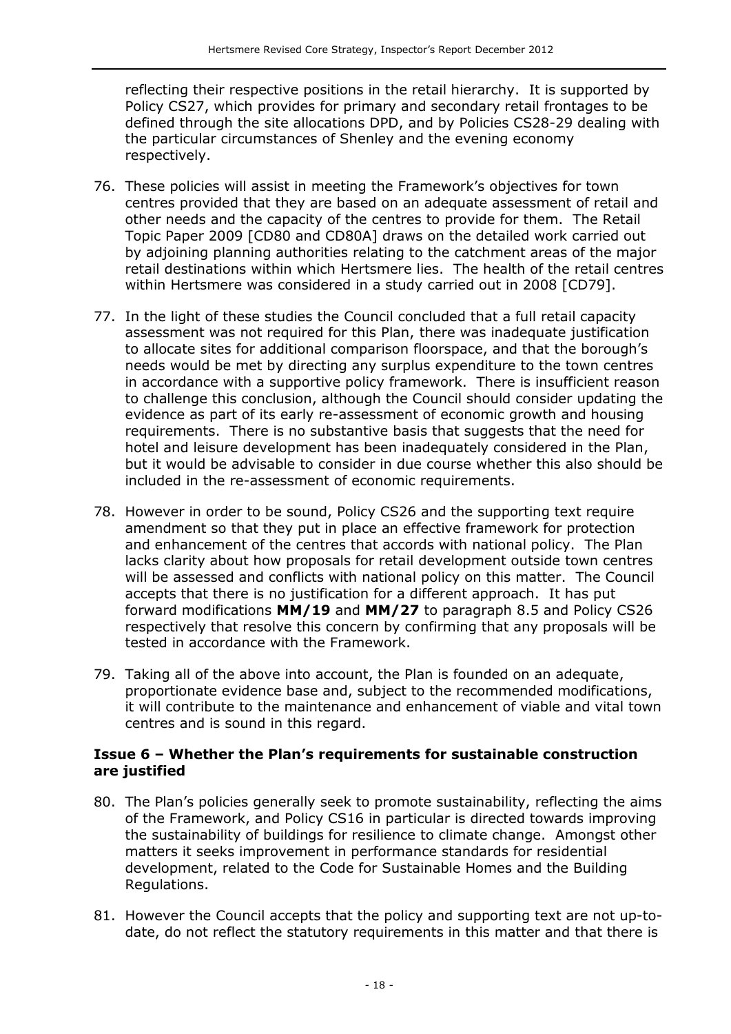reflecting their respective positions in the retail hierarchy. It is supported by Policy CS27, which provides for primary and secondary retail frontages to be defined through the site allocations DPD, and by Policies CS28-29 dealing with the particular circumstances of Shenley and the evening economy respectively.

76. These policies will assist in meeting the Framework's objectives for town centres provided that they are based on an adequate assessment of retail and other needs and the capacity of the centres to provide for them. The Retail Topic Paper 2009 [CD80 and CD80A] draws on the detailed work carried out by adjoining planning authorities relating to the catchment areas of the major retail destinations within which Hertsmere lies. The health of the retail centres within Hertsmere was considered in a study carried out in 2008 [CD79].

77. In the light of these studies the Council concluded that a full retail capacity assessment was not required for this Plan, there was inadequate justification to allocate sites for additional comparison floorspace, and that the borough's needs would be met by directing any surplus expenditure to the town centres in accordance with a supportive policy framework. There is insufficient reason to challenge this conclusion, although the Council should consider updating the evidence as part of its early re-assessment of economic growth and housing requirements. There is no substantive basis that suggests that the need for hotel and leisure development has been inadequately considered in the Plan, but it would be advisable to consider in due course whether this also should be included in the re-assessment of economic requirements.

78. However in order to be sound, Policy CS26 and the supporting text require amendment so that they put in place an effective framework for protection and enhancement of the centres that accords with national policy. The Plan lacks clarity about how proposals for retail development outside town centres will be assessed and conflicts with national policy on this matter. The Council accepts that there is no justification for a different approach. It has put forward modifications **MM/19** and **MM/27** to paragraph 8.5 and Policy CS26 respectively that resolve this concern by confirming that any proposals will be tested in accordance with the Framework.

79. Taking all of the above into account, the Plan is founded on an adequate, proportionate evidence base and, subject to the recommended modifications, it will contribute to the maintenance and enhancement of viable and vital town centres and is sound in this regard.

### Issue 6 – Whether the Plan's requirements for sustainable construction are justified

80. The Plan's policies generally seek to promote sustainability, reflecting the aims of the Framework, and Policy CS16 in particular is directed towards improving the sustainability of buildings for resilience to climate change. Amongst other matters it seeks improvement in performance standards for residential development, related to the Code for Sustainable Homes and the Building Regulations.

81. However the Council accepts that the policy and supporting text are not up-to-date, do not reflect the statutory requirements in this matter and that there is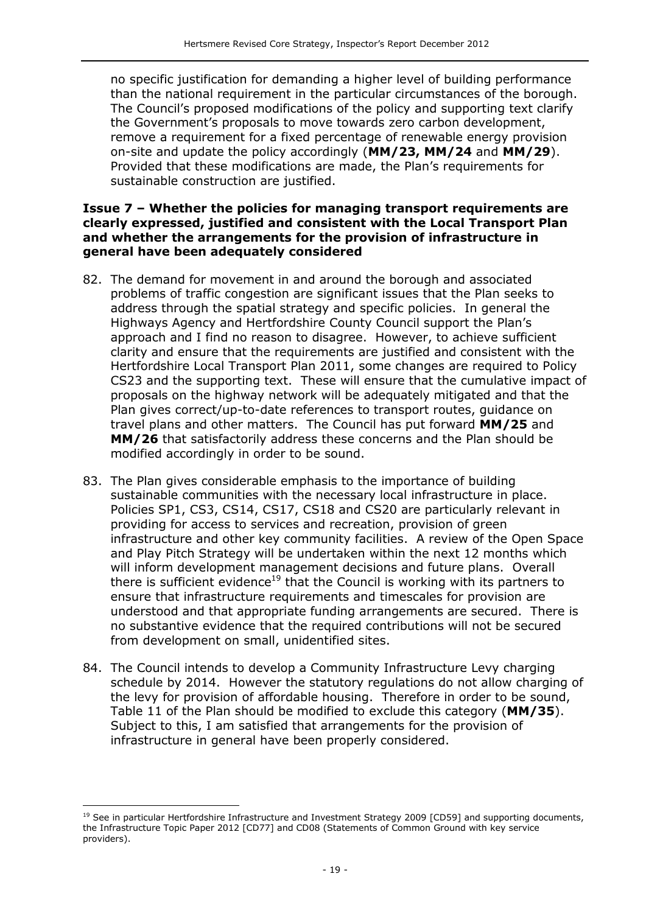no specific justification for demanding a higher level of building performance than the national requirement in the particular circumstances of the borough. The Council's proposed modifications of the policy and supporting text clarify the Government's proposals to move towards zero carbon development, remove a requirement for a fixed percentage of renewable energy provision on-site and update the policy accordingly (**MM/23, MM/24** and **MM/29**). Provided that these modifications are made, the Plan's requirements for sustainable construction are justified.

**Issue 7 – Whether the policies for managing transport requirements are clearly expressed, justified and consistent with the Local Transport Plan and whether the arrangements for the provision of infrastructure in general have been adequately considered**

82. The demand for movement in and around the borough and associated problems of traffic congestion are significant issues that the Plan seeks to address through the spatial strategy and specific policies. In general the Highways Agency and Hertfordshire County Council support the Plan's approach and I find no reason to disagree. However, to achieve sufficient clarity and ensure that the requirements are justified and consistent with the Hertfordshire Local Transport Plan 2011, some changes are required to Policy CS23 and the supporting text. These will ensure that the cumulative impact of proposals on the highway network will be adequately mitigated and that the Plan gives correct/up-to-date references to transport routes, guidance on travel plans and other matters. The Council has put forward **MM/25** and **MM/26** that satisfactorily address these concerns and the Plan should be modified accordingly in order to be sound.

83. The Plan gives considerable emphasis to the importance of building sustainable communities with the necessary local infrastructure in place. Policies SP1, CS3, CS14, CS17, CS18 and CS20 are particularly relevant in providing for access to services and recreation, provision of green infrastructure and other key community facilities. A review of the Open Space and Play Pitch Strategy will be undertaken within the next 12 months which will inform development management decisions and future plans. Overall there is sufficient evidence[19] that the Council is working with its partners to ensure that infrastructure requirements and timescales for provision are understood and that appropriate funding arrangements are secured. There is no substantive evidence that the required contributions will not be secured from development on small, unidentified sites.

84. The Council intends to develop a Community Infrastructure Levy charging schedule by 2014. However the statutory regulations do not allow charging of the levy for provision of affordable housing. Therefore in order to be sound, Table 11 of the Plan should be modified to exclude this category (**MM/35**). Subject to this, I am satisfied that arrangements for the provision of infrastructure in general have been properly considered.

---

[19] See in particular Hertfordshire Infrastructure and Investment Strategy 2009 [CD59] and supporting documents, the Infrastructure Topic Paper 2012 [CD77] and CD08 (Statements of Common Ground with key service providers).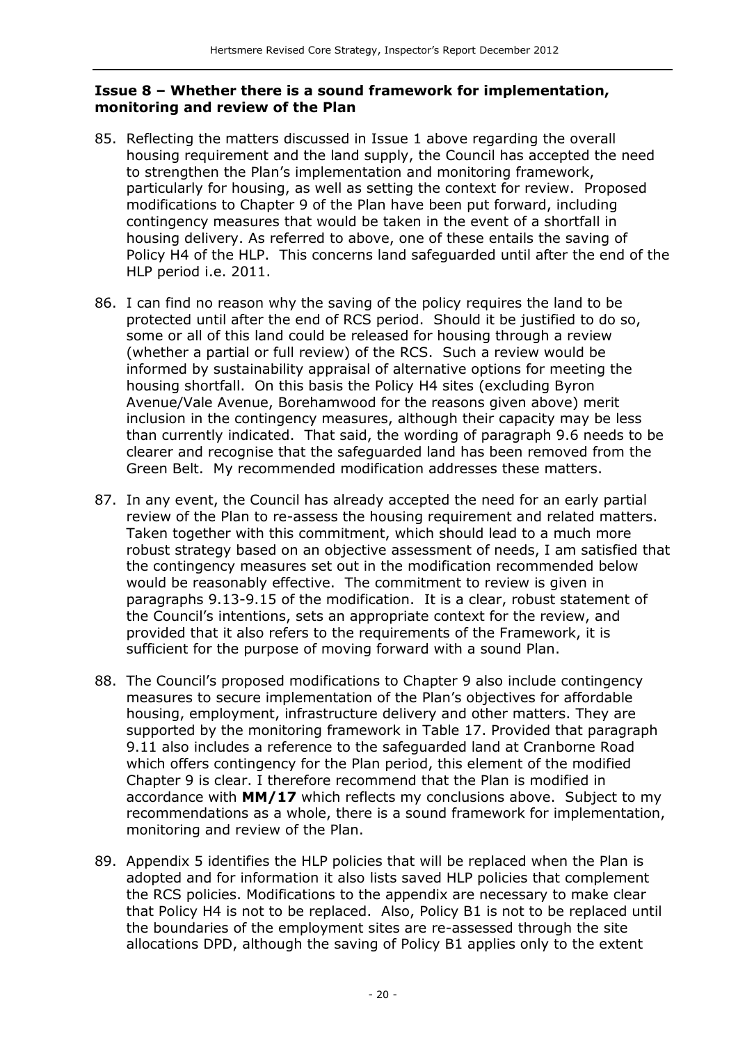### Issue 8 – Whether there is a sound framework for implementation, monitoring and review of the Plan

85. Reflecting the matters discussed in Issue 1 above regarding the overall housing requirement and the land supply, the Council has accepted the need to strengthen the Plan's implementation and monitoring framework, particularly for housing, as well as setting the context for review. Proposed modifications to Chapter 9 of the Plan have been put forward, including contingency measures that would be taken in the event of a shortfall in housing delivery. As referred to above, one of these entails the saving of Policy H4 of the HLP. This concerns land safeguarded until after the end of the HLP period i.e. 2011.

86. I can find no reason why the saving of the policy requires the land to be protected until after the end of RCS period. Should it be justified to do so, some or all of this land could be released for housing through a review (whether a partial or full review) of the RCS. Such a review would be informed by sustainability appraisal of alternative options for meeting the housing shortfall. On this basis the Policy H4 sites (excluding Byron Avenue/Vale Avenue, Borehamwood for the reasons given above) merit inclusion in the contingency measures, although their capacity may be less than currently indicated. That said, the wording of paragraph 9.6 needs to be clearer and recognise that the safeguarded land has been removed from the Green Belt. My recommended modification addresses these matters.

87. In any event, the Council has already accepted the need for an early partial review of the Plan to re-assess the housing requirement and related matters. Taken together with this commitment, which should lead to a much more robust strategy based on an objective assessment of needs, I am satisfied that the contingency measures set out in the modification recommended below would be reasonably effective. The commitment to review is given in paragraphs 9.13-9.15 of the modification. It is a clear, robust statement of the Council's intentions, sets an appropriate context for the review, and provided that it also refers to the requirements of the Framework, it is sufficient for the purpose of moving forward with a sound Plan.

88. The Council's proposed modifications to Chapter 9 also include contingency measures to secure implementation of the Plan's objectives for affordable housing, employment, infrastructure delivery and other matters. They are supported by the monitoring framework in Table 17. Provided that paragraph 9.11 also includes a reference to the safeguarded land at Cranborne Road which offers contingency for the Plan period, this element of the modified Chapter 9 is clear. I therefore recommend that the Plan is modified in accordance with **MM/17** which reflects my conclusions above. Subject to my recommendations as a whole, there is a sound framework for implementation, monitoring and review of the Plan.

89. Appendix 5 identifies the HLP policies that will be replaced when the Plan is adopted and for information it also lists saved HLP policies that complement the RCS policies. Modifications to the appendix are necessary to make clear that Policy H4 is not to be replaced. Also, Policy B1 is not to be replaced until the boundaries of the employment sites are re-assessed through the site allocations DPD, although the saving of Policy B1 applies only to the extent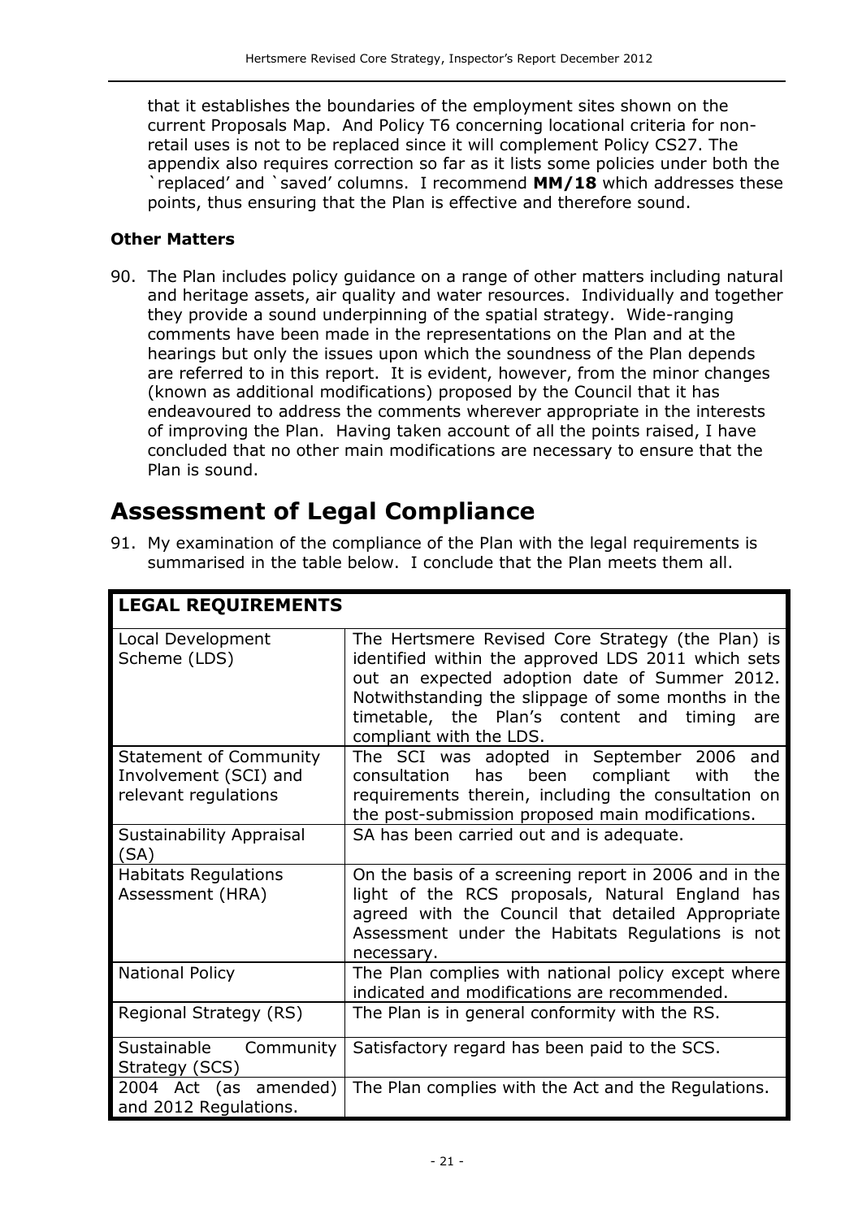that it establishes the boundaries of the employment sites shown on the current Proposals Map. And Policy T6 concerning locational criteria for non-retail uses is not to be replaced since it will complement Policy CS27. The appendix also requires correction so far as it lists some policies under both the `replaced' and `saved' columns. I recommend **MM/18** which addresses these points, thus ensuring that the Plan is effective and therefore sound.

### Other Matters

90. The Plan includes policy guidance on a range of other matters including natural and heritage assets, air quality and water resources. Individually and together they provide a sound underpinning of the spatial strategy. Wide-ranging comments have been made in the representations on the Plan and at the hearings but only the issues upon which the soundness of the Plan depends are referred to in this report. It is evident, however, from the minor changes (known as additional modifications) proposed by the Council that it has endeavoured to address the comments wherever appropriate in the interests of improving the Plan. Having taken account of all the points raised, I have concluded that no other main modifications are necessary to ensure that the Plan is sound.

## Assessment of Legal Compliance

91. My examination of the compliance of the Plan with the legal requirements is summarised in the table below. I conclude that the Plan meets them all.

| **LEGAL REQUIREMENTS** | |
|---|---|
| Local Development Scheme (LDS) | The Hertsmere Revised Core Strategy (the Plan) is identified within the approved LDS 2011 which sets out an expected adoption date of Summer 2012. Notwithstanding the slippage of some months in the timetable, the Plan's content and timing are compliant with the LDS. |
| Statement of Community Involvement (SCI) and relevant regulations | The SCI was adopted in September 2006 and consultation has been compliant with the requirements therein, including the consultation on the post-submission proposed main modifications. |
| Sustainability Appraisal (SA) | SA has been carried out and is adequate. |
| Habitats Regulations Assessment (HRA) | On the basis of a screening report in 2006 and in the light of the RCS proposals, Natural England has agreed with the Council that detailed Appropriate Assessment under the Habitats Regulations is not necessary. |
| National Policy | The Plan complies with national policy except where indicated and modifications are recommended. |
| Regional Strategy (RS) | The Plan is in general conformity with the RS. |
| Sustainable Community Strategy (SCS) | Satisfactory regard has been paid to the SCS. |
| 2004 Act (as amended) and 2012 Regulations. | The Plan complies with the Act and the Regulations. |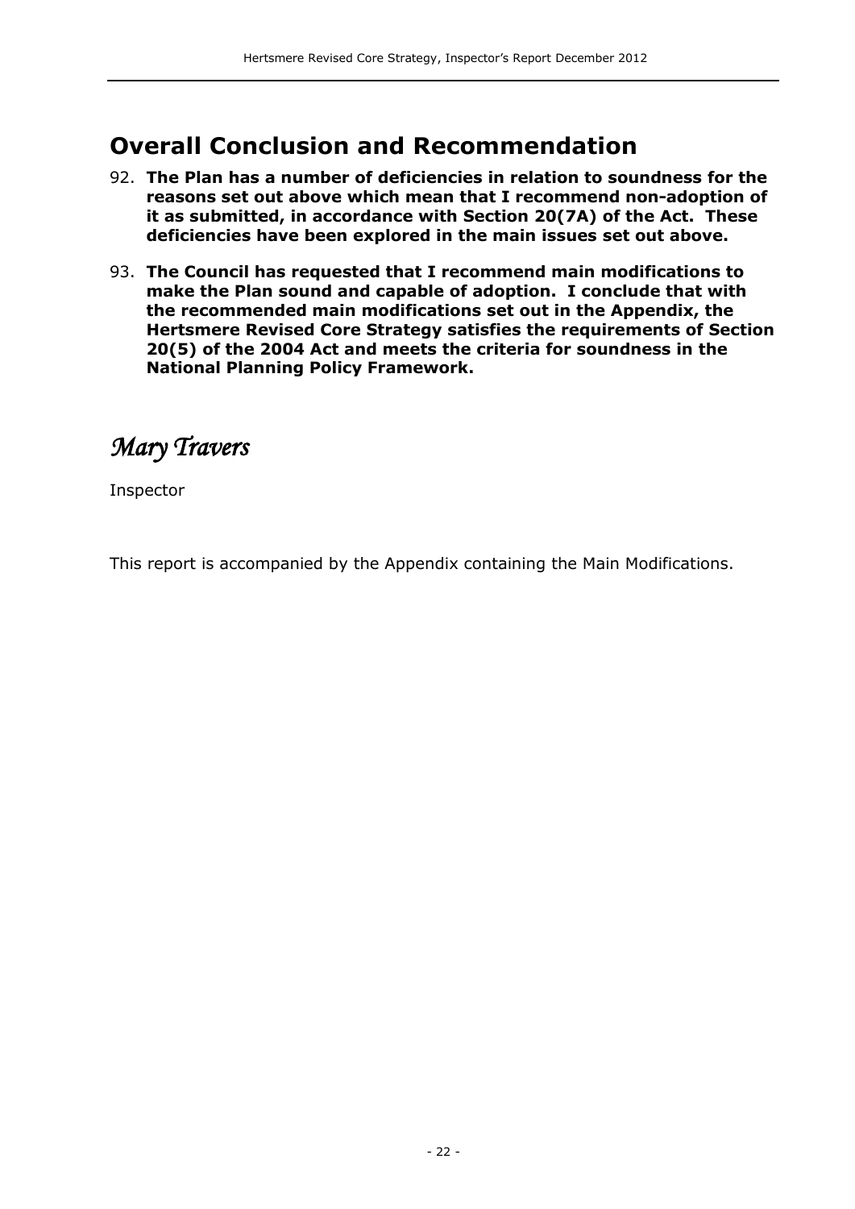## Overall Conclusion and Recommendation

92. **The Plan has a number of deficiencies in relation to soundness for the reasons set out above which mean that I recommend non-adoption of it as submitted, in accordance with Section 20(7A) of the Act. These deficiencies have been explored in the main issues set out above.**

93. **The Council has requested that I recommend main modifications to make the Plan sound and capable of adoption. I conclude that with the recommended main modifications set out in the Appendix, the Hertsmere Revised Core Strategy satisfies the requirements of Section 20(5) of the 2004 Act and meets the criteria for soundness in the National Planning Policy Framework.**

*Mary Travers*

Inspector

This report is accompanied by the Appendix containing the Main Modifications.